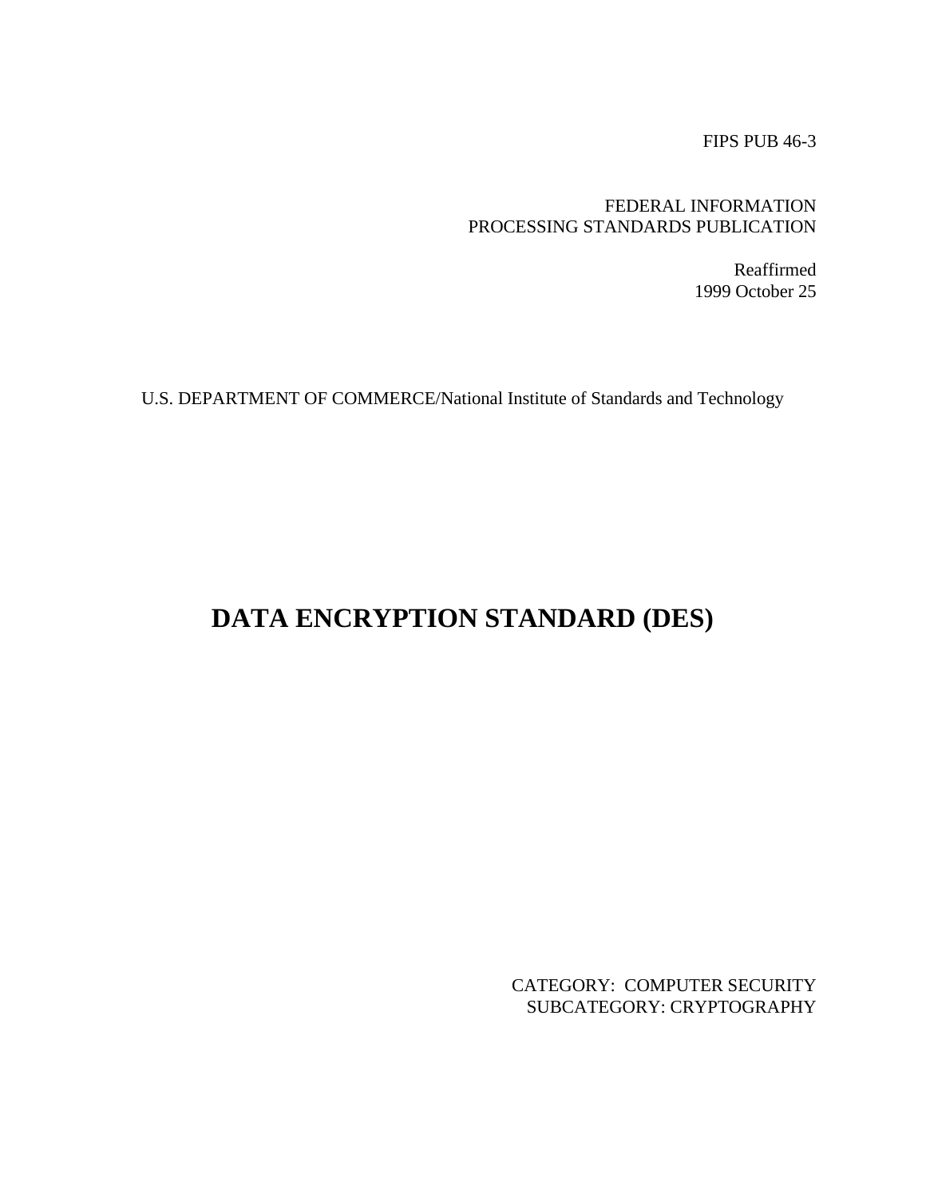FIPS PUB 46-3

FEDERAL INFORMATION
PROCESSING STANDARDS PUBLICATION

Reaffirmed
1999 October 25

U.S. DEPARTMENT OF COMMERCE/National Institute of Standards and Technology

# DATA ENCRYPTION STANDARD (DES)

CATEGORY: COMPUTER SECURITY
SUBCATEGORY: CRYPTOGRAPHY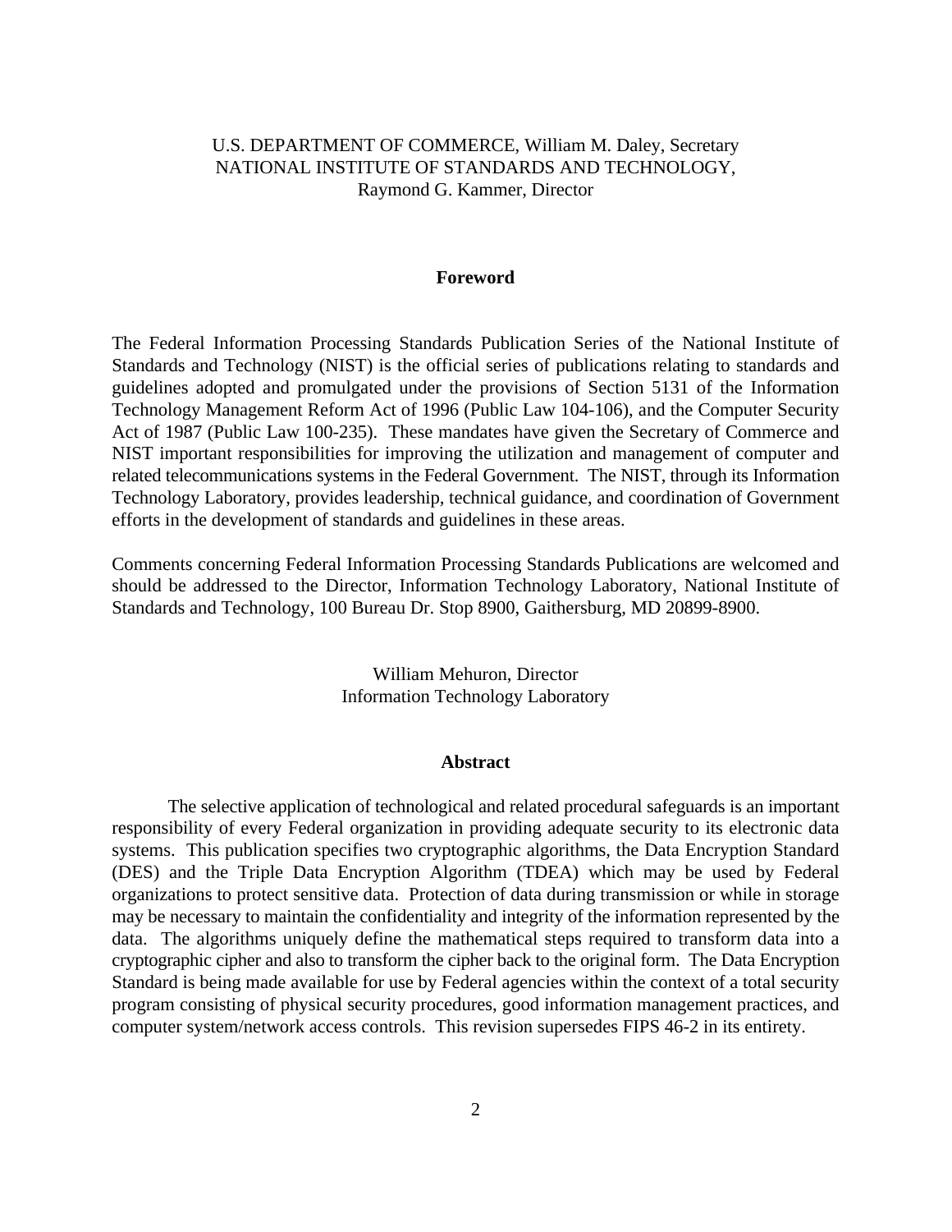U.S. DEPARTMENT OF COMMERCE, William M. Daley, Secretary
NATIONAL INSTITUTE OF STANDARDS AND TECHNOLOGY,
Raymond G. Kammer, Director

## Foreword

The Federal Information Processing Standards Publication Series of the National Institute of Standards and Technology (NIST) is the official series of publications relating to standards and guidelines adopted and promulgated under the provisions of Section 5131 of the Information Technology Management Reform Act of 1996 (Public Law 104-106), and the Computer Security Act of 1987 (Public Law 100-235). These mandates have given the Secretary of Commerce and NIST important responsibilities for improving the utilization and management of computer and related telecommunications systems in the Federal Government. The NIST, through its Information Technology Laboratory, provides leadership, technical guidance, and coordination of Government efforts in the development of standards and guidelines in these areas.

Comments concerning Federal Information Processing Standards Publications are welcomed and should be addressed to the Director, Information Technology Laboratory, National Institute of Standards and Technology, 100 Bureau Dr. Stop 8900, Gaithersburg, MD 20899-8900.

William Mehuron, Director
Information Technology Laboratory

## Abstract

The selective application of technological and related procedural safeguards is an important responsibility of every Federal organization in providing adequate security to its electronic data systems. This publication specifies two cryptographic algorithms, the Data Encryption Standard (DES) and the Triple Data Encryption Algorithm (TDEA) which may be used by Federal organizations to protect sensitive data. Protection of data during transmission or while in storage may be necessary to maintain the confidentiality and integrity of the information represented by the data. The algorithms uniquely define the mathematical steps required to transform data into a cryptographic cipher and also to transform the cipher back to the original form. The Data Encryption Standard is being made available for use by Federal agencies within the context of a total security program consisting of physical security procedures, good information management practices, and computer system/network access controls. This revision supersedes FIPS 46-2 in its entirety.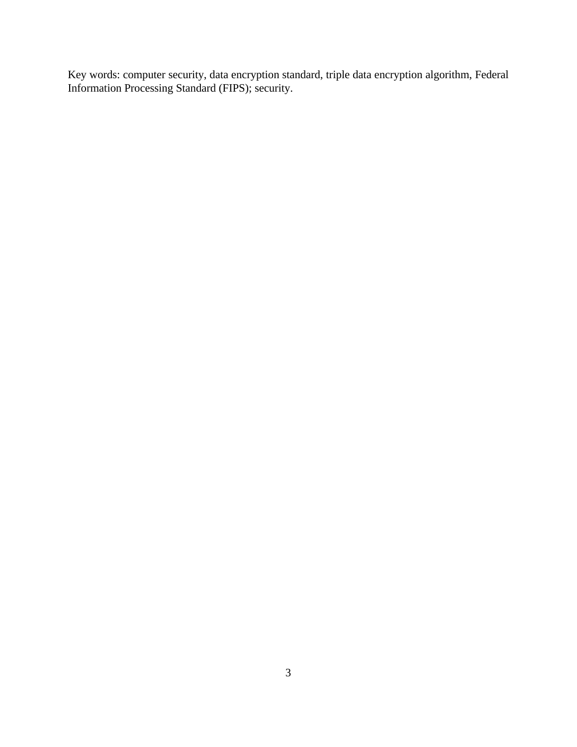Key words: computer security, data encryption standard, triple data encryption algorithm, Federal Information Processing Standard (FIPS); security.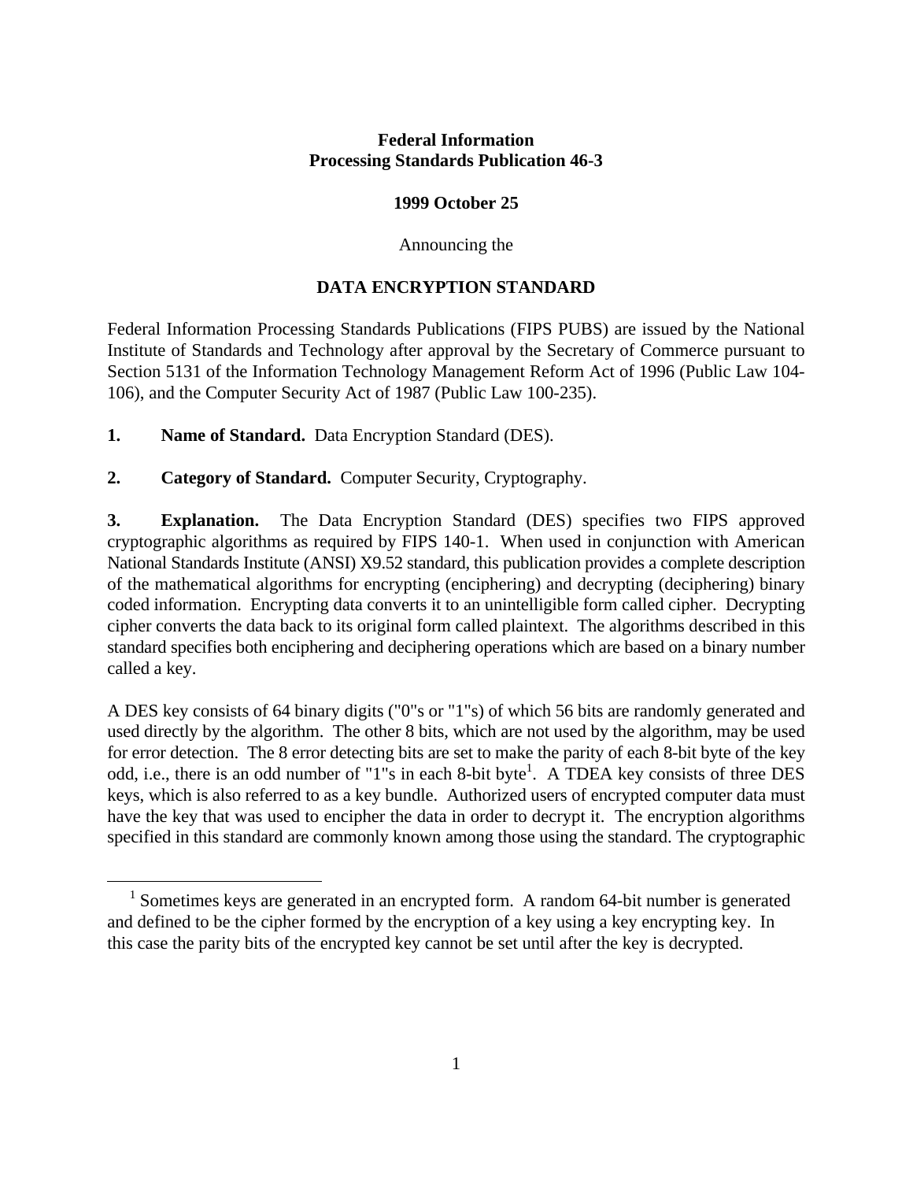**Federal Information**
**Processing Standards Publication 46-3**

**1999 October 25**

Announcing the

**DATA ENCRYPTION STANDARD**

Federal Information Processing Standards Publications (FIPS PUBS) are issued by the National Institute of Standards and Technology after approval by the Secretary of Commerce pursuant to Section 5131 of the Information Technology Management Reform Act of 1996 (Public Law 104-106), and the Computer Security Act of 1987 (Public Law 100-235).

**1. Name of Standard.** Data Encryption Standard (DES).

**2. Category of Standard.** Computer Security, Cryptography.

**3. Explanation.** The Data Encryption Standard (DES) specifies two FIPS approved cryptographic algorithms as required by FIPS 140-1. When used in conjunction with American National Standards Institute (ANSI) X9.52 standard, this publication provides a complete description of the mathematical algorithms for encrypting (enciphering) and decrypting (deciphering) binary coded information. Encrypting data converts it to an unintelligible form called cipher. Decrypting cipher converts the data back to its original form called plaintext. The algorithms described in this standard specifies both enciphering and deciphering operations which are based on a binary number called a key.

A DES key consists of 64 binary digits ("0"s or "1"s) of which 56 bits are randomly generated and used directly by the algorithm. The other 8 bits, which are not used by the algorithm, may be used for error detection. The 8 error detecting bits are set to make the parity of each 8-bit byte of the key odd, i.e., there is an odd number of "1"s in each 8-bit byte[1]. A TDEA key consists of three DES keys, which is also referred to as a key bundle. Authorized users of encrypted computer data must have the key that was used to encipher the data in order to decrypt it. The encryption algorithms specified in this standard are commonly known among those using the standard. The cryptographic

---

[1] Sometimes keys are generated in an encrypted form. A random 64-bit number is generated and defined to be the cipher formed by the encryption of a key using a key encrypting key. In this case the parity bits of the encrypted key cannot be set until after the key is decrypted.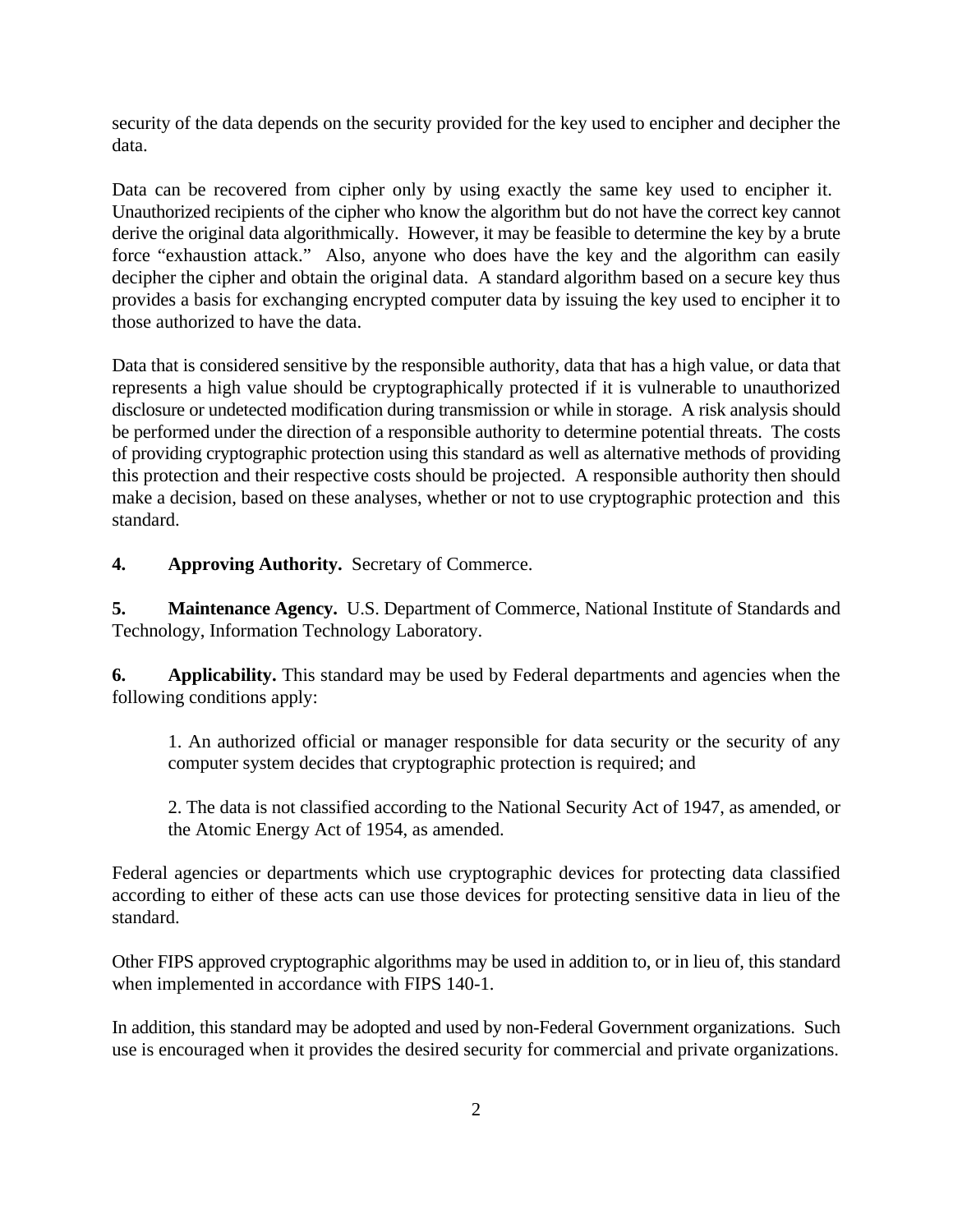security of the data depends on the security provided for the key used to encipher and decipher the data.

Data can be recovered from cipher only by using exactly the same key used to encipher it. Unauthorized recipients of the cipher who know the algorithm but do not have the correct key cannot derive the original data algorithmically. However, it may be feasible to determine the key by a brute force "exhaustion attack." Also, anyone who does have the key and the algorithm can easily decipher the cipher and obtain the original data. A standard algorithm based on a secure key thus provides a basis for exchanging encrypted computer data by issuing the key used to encipher it to those authorized to have the data.

Data that is considered sensitive by the responsible authority, data that has a high value, or data that represents a high value should be cryptographically protected if it is vulnerable to unauthorized disclosure or undetected modification during transmission or while in storage. A risk analysis should be performed under the direction of a responsible authority to determine potential threats. The costs of providing cryptographic protection using this standard as well as alternative methods of providing this protection and their respective costs should be projected. A responsible authority then should make a decision, based on these analyses, whether or not to use cryptographic protection and this standard.

**4. Approving Authority.** Secretary of Commerce.

**5. Maintenance Agency.** U.S. Department of Commerce, National Institute of Standards and Technology, Information Technology Laboratory.

**6. Applicability.** This standard may be used by Federal departments and agencies when the following conditions apply:

1. An authorized official or manager responsible for data security or the security of any computer system decides that cryptographic protection is required; and

2. The data is not classified according to the National Security Act of 1947, as amended, or the Atomic Energy Act of 1954, as amended.

Federal agencies or departments which use cryptographic devices for protecting data classified according to either of these acts can use those devices for protecting sensitive data in lieu of the standard.

Other FIPS approved cryptographic algorithms may be used in addition to, or in lieu of, this standard when implemented in accordance with FIPS 140-1.

In addition, this standard may be adopted and used by non-Federal Government organizations. Such use is encouraged when it provides the desired security for commercial and private organizations.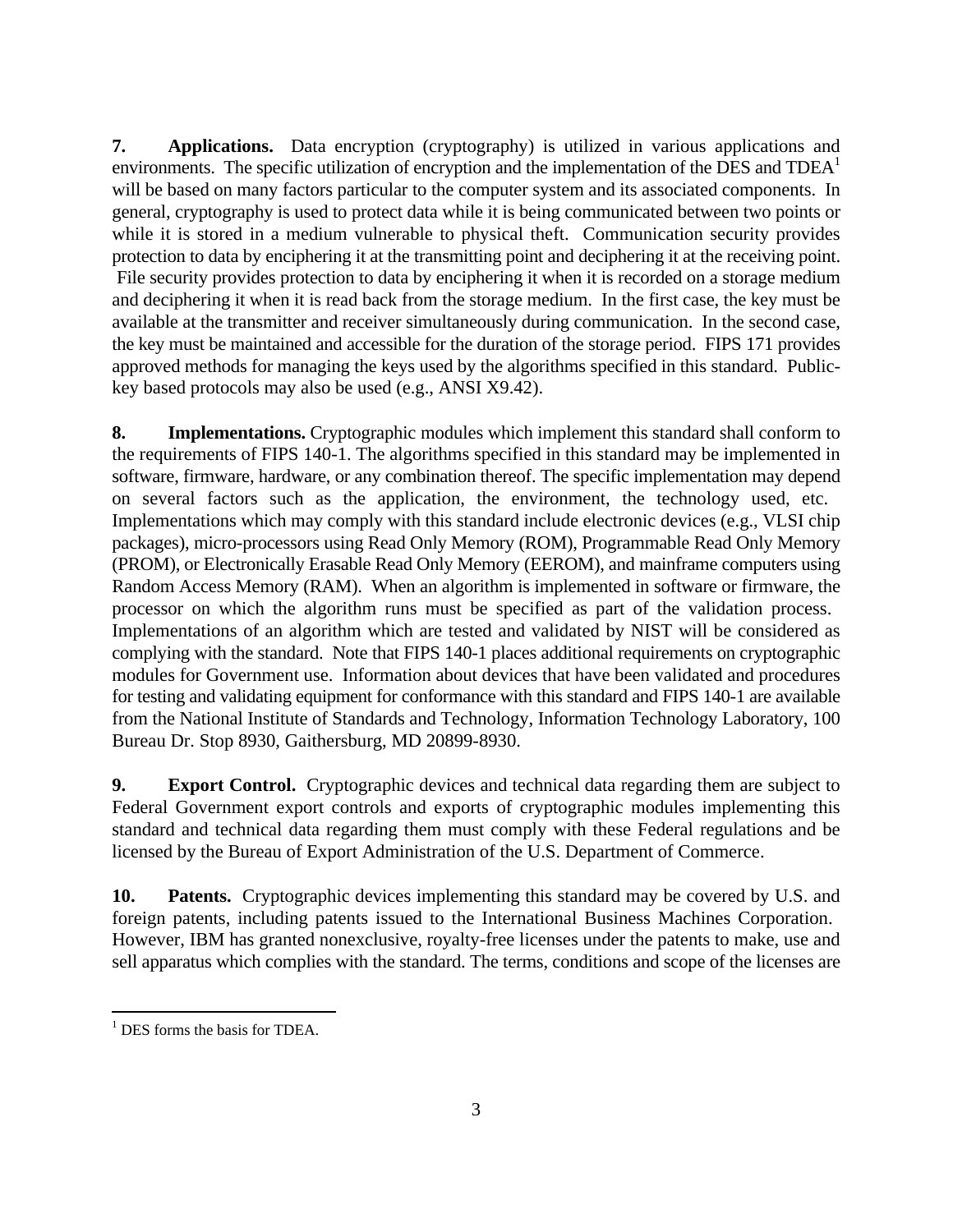**7. Applications.** Data encryption (cryptography) is utilized in various applications and environments. The specific utilization of encryption and the implementation of the DES and TDEA[1] will be based on many factors particular to the computer system and its associated components. In general, cryptography is used to protect data while it is being communicated between two points or while it is stored in a medium vulnerable to physical theft. Communication security provides protection to data by enciphering it at the transmitting point and deciphering it at the receiving point. File security provides protection to data by enciphering it when it is recorded on a storage medium and deciphering it when it is read back from the storage medium. In the first case, the key must be available at the transmitter and receiver simultaneously during communication. In the second case, the key must be maintained and accessible for the duration of the storage period. FIPS 171 provides approved methods for managing the keys used by the algorithms specified in this standard. Public-key based protocols may also be used (e.g., ANSI X9.42).

**8. Implementations.** Cryptographic modules which implement this standard shall conform to the requirements of FIPS 140-1. The algorithms specified in this standard may be implemented in software, firmware, hardware, or any combination thereof. The specific implementation may depend on several factors such as the application, the environment, the technology used, etc. Implementations which may comply with this standard include electronic devices (e.g., VLSI chip packages), micro-processors using Read Only Memory (ROM), Programmable Read Only Memory (PROM), or Electronically Erasable Read Only Memory (EEROM), and mainframe computers using Random Access Memory (RAM). When an algorithm is implemented in software or firmware, the processor on which the algorithm runs must be specified as part of the validation process. Implementations of an algorithm which are tested and validated by NIST will be considered as complying with the standard. Note that FIPS 140-1 places additional requirements on cryptographic modules for Government use. Information about devices that have been validated and procedures for testing and validating equipment for conformance with this standard and FIPS 140-1 are available from the National Institute of Standards and Technology, Information Technology Laboratory, 100 Bureau Dr. Stop 8930, Gaithersburg, MD 20899-8930.

**9. Export Control.** Cryptographic devices and technical data regarding them are subject to Federal Government export controls and exports of cryptographic modules implementing this standard and technical data regarding them must comply with these Federal regulations and be licensed by the Bureau of Export Administration of the U.S. Department of Commerce.

**10. Patents.** Cryptographic devices implementing this standard may be covered by U.S. and foreign patents, including patents issued to the International Business Machines Corporation. However, IBM has granted nonexclusive, royalty-free licenses under the patents to make, use and sell apparatus which complies with the standard. The terms, conditions and scope of the licenses are

---

[1] DES forms the basis for TDEA.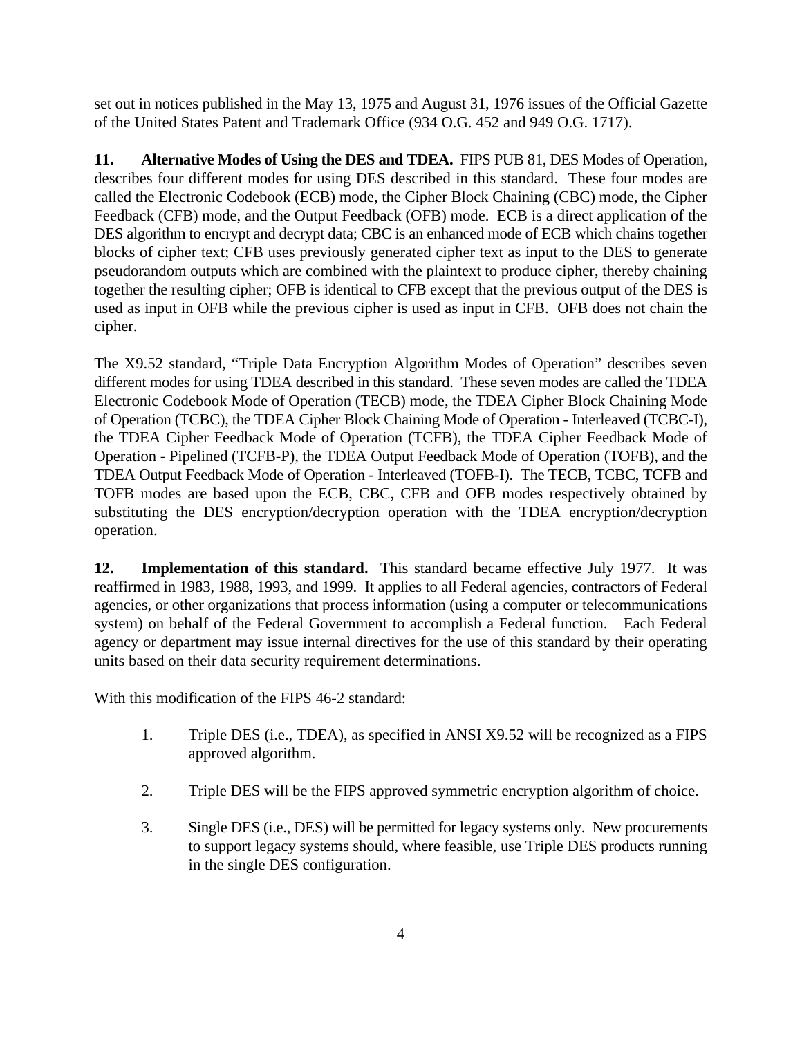set out in notices published in the May 13, 1975 and August 31, 1976 issues of the Official Gazette of the United States Patent and Trademark Office (934 O.G. 452 and 949 O.G. 1717).

**11. Alternative Modes of Using the DES and TDEA.** FIPS PUB 81, DES Modes of Operation, describes four different modes for using DES described in this standard. These four modes are called the Electronic Codebook (ECB) mode, the Cipher Block Chaining (CBC) mode, the Cipher Feedback (CFB) mode, and the Output Feedback (OFB) mode. ECB is a direct application of the DES algorithm to encrypt and decrypt data; CBC is an enhanced mode of ECB which chains together blocks of cipher text; CFB uses previously generated cipher text as input to the DES to generate pseudorandom outputs which are combined with the plaintext to produce cipher, thereby chaining together the resulting cipher; OFB is identical to CFB except that the previous output of the DES is used as input in OFB while the previous cipher is used as input in CFB. OFB does not chain the cipher.

The X9.52 standard, "Triple Data Encryption Algorithm Modes of Operation" describes seven different modes for using TDEA described in this standard. These seven modes are called the TDEA Electronic Codebook Mode of Operation (TECB) mode, the TDEA Cipher Block Chaining Mode of Operation (TCBC), the TDEA Cipher Block Chaining Mode of Operation - Interleaved (TCBC-I), the TDEA Cipher Feedback Mode of Operation (TCFB), the TDEA Cipher Feedback Mode of Operation - Pipelined (TCFB-P), the TDEA Output Feedback Mode of Operation (TOFB), and the TDEA Output Feedback Mode of Operation - Interleaved (TOFB-I). The TECB, TCBC, TCFB and TOFB modes are based upon the ECB, CBC, CFB and OFB modes respectively obtained by substituting the DES encryption/decryption operation with the TDEA encryption/decryption operation.

**12. Implementation of this standard.** This standard became effective July 1977. It was reaffirmed in 1983, 1988, 1993, and 1999. It applies to all Federal agencies, contractors of Federal agencies, or other organizations that process information (using a computer or telecommunications system) on behalf of the Federal Government to accomplish a Federal function. Each Federal agency or department may issue internal directives for the use of this standard by their operating units based on their data security requirement determinations.

With this modification of the FIPS 46-2 standard:

1. Triple DES (i.e., TDEA), as specified in ANSI X9.52 will be recognized as a FIPS approved algorithm.

2. Triple DES will be the FIPS approved symmetric encryption algorithm of choice.

3. Single DES (i.e., DES) will be permitted for legacy systems only. New procurements to support legacy systems should, where feasible, use Triple DES products running in the single DES configuration.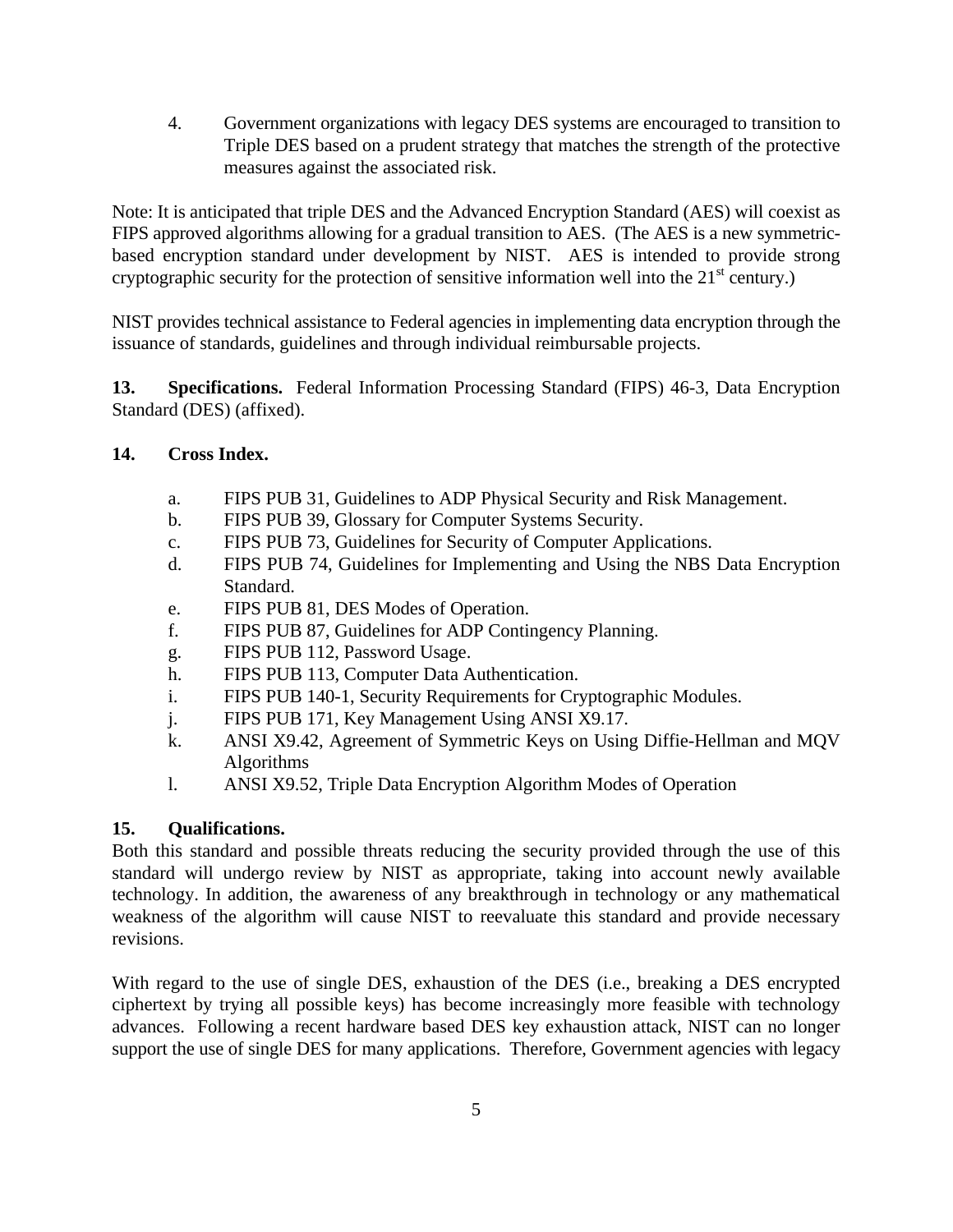4. Government organizations with legacy DES systems are encouraged to transition to Triple DES based on a prudent strategy that matches the strength of the protective measures against the associated risk.

Note: It is anticipated that triple DES and the Advanced Encryption Standard (AES) will coexist as FIPS approved algorithms allowing for a gradual transition to AES. (The AES is a new symmetric-based encryption standard under development by NIST. AES is intended to provide strong cryptographic security for the protection of sensitive information well into the 21st century.)

NIST provides technical assistance to Federal agencies in implementing data encryption through the issuance of standards, guidelines and through individual reimbursable projects.

**13. Specifications.** Federal Information Processing Standard (FIPS) 46-3, Data Encryption Standard (DES) (affixed).

**14. Cross Index.**

a. FIPS PUB 31, Guidelines to ADP Physical Security and Risk Management.
b. FIPS PUB 39, Glossary for Computer Systems Security.
c. FIPS PUB 73, Guidelines for Security of Computer Applications.
d. FIPS PUB 74, Guidelines for Implementing and Using the NBS Data Encryption Standard.
e. FIPS PUB 81, DES Modes of Operation.
f. FIPS PUB 87, Guidelines for ADP Contingency Planning.
g. FIPS PUB 112, Password Usage.
h. FIPS PUB 113, Computer Data Authentication.
i. FIPS PUB 140-1, Security Requirements for Cryptographic Modules.
j. FIPS PUB 171, Key Management Using ANSI X9.17.
k. ANSI X9.42, Agreement of Symmetric Keys on Using Diffie-Hellman and MQV Algorithms
l. ANSI X9.52, Triple Data Encryption Algorithm Modes of Operation

**15. Qualifications.**
Both this standard and possible threats reducing the security provided through the use of this standard will undergo review by NIST as appropriate, taking into account newly available technology. In addition, the awareness of any breakthrough in technology or any mathematical weakness of the algorithm will cause NIST to reevaluate this standard and provide necessary revisions.

With regard to the use of single DES, exhaustion of the DES (i.e., breaking a DES encrypted ciphertext by trying all possible keys) has become increasingly more feasible with technology advances. Following a recent hardware based DES key exhaustion attack, NIST can no longer support the use of single DES for many applications. Therefore, Government agencies with legacy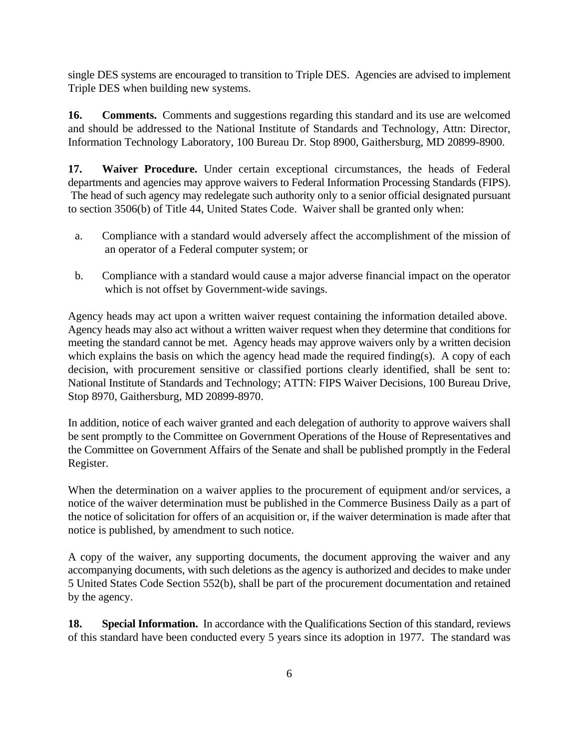single DES systems are encouraged to transition to Triple DES. Agencies are advised to implement Triple DES when building new systems.

**16. Comments.** Comments and suggestions regarding this standard and its use are welcomed and should be addressed to the National Institute of Standards and Technology, Attn: Director, Information Technology Laboratory, 100 Bureau Dr. Stop 8900, Gaithersburg, MD 20899-8900.

**17. Waiver Procedure.** Under certain exceptional circumstances, the heads of Federal departments and agencies may approve waivers to Federal Information Processing Standards (FIPS). The head of such agency may redelegate such authority only to a senior official designated pursuant to section 3506(b) of Title 44, United States Code. Waiver shall be granted only when:

a. Compliance with a standard would adversely affect the accomplishment of the mission of an operator of a Federal computer system; or

b. Compliance with a standard would cause a major adverse financial impact on the operator which is not offset by Government-wide savings.

Agency heads may act upon a written waiver request containing the information detailed above. Agency heads may also act without a written waiver request when they determine that conditions for meeting the standard cannot be met. Agency heads may approve waivers only by a written decision which explains the basis on which the agency head made the required finding(s). A copy of each decision, with procurement sensitive or classified portions clearly identified, shall be sent to: National Institute of Standards and Technology; ATTN: FIPS Waiver Decisions, 100 Bureau Drive, Stop 8970, Gaithersburg, MD 20899-8970.

In addition, notice of each waiver granted and each delegation of authority to approve waivers shall be sent promptly to the Committee on Government Operations of the House of Representatives and the Committee on Government Affairs of the Senate and shall be published promptly in the Federal Register.

When the determination on a waiver applies to the procurement of equipment and/or services, a notice of the waiver determination must be published in the Commerce Business Daily as a part of the notice of solicitation for offers of an acquisition or, if the waiver determination is made after that notice is published, by amendment to such notice.

A copy of the waiver, any supporting documents, the document approving the waiver and any accompanying documents, with such deletions as the agency is authorized and decides to make under 5 United States Code Section 552(b), shall be part of the procurement documentation and retained by the agency.

**18. Special Information.** In accordance with the Qualifications Section of this standard, reviews of this standard have been conducted every 5 years since its adoption in 1977. The standard was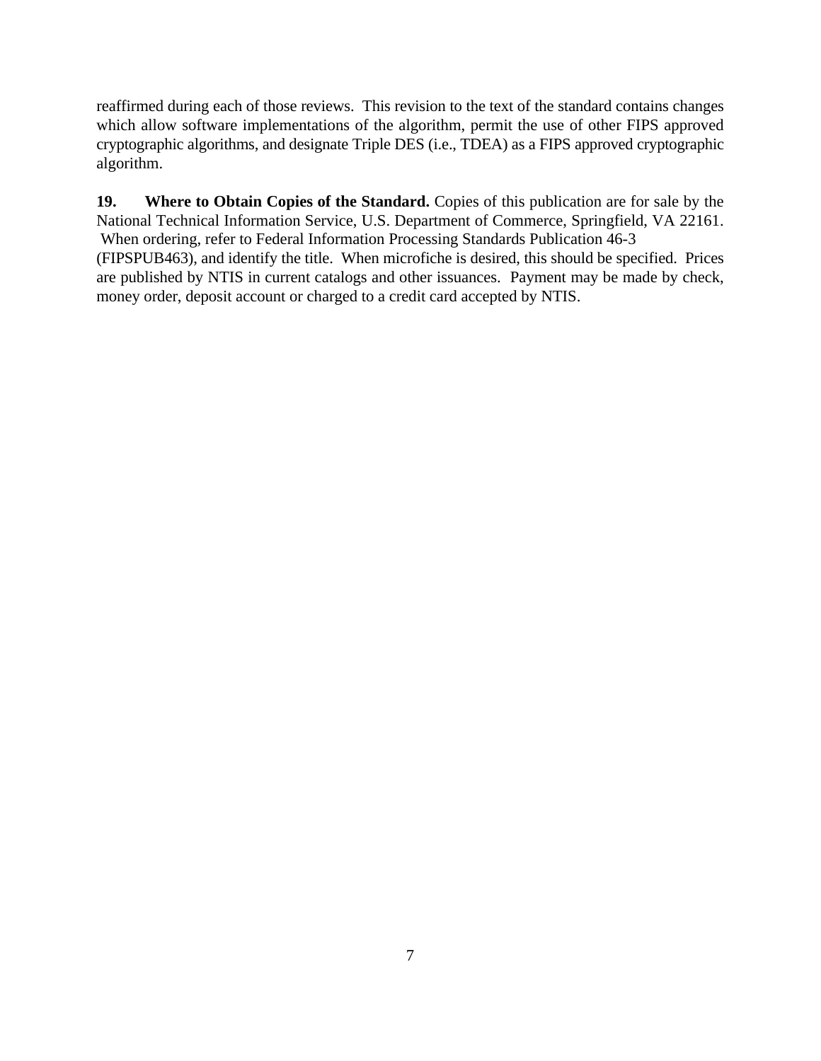reaffirmed during each of those reviews. This revision to the text of the standard contains changes which allow software implementations of the algorithm, permit the use of other FIPS approved cryptographic algorithms, and designate Triple DES (i.e., TDEA) as a FIPS approved cryptographic algorithm.

**19. Where to Obtain Copies of the Standard.** Copies of this publication are for sale by the National Technical Information Service, U.S. Department of Commerce, Springfield, VA 22161. When ordering, refer to Federal Information Processing Standards Publication 46-3 (FIPSPUB463), and identify the title. When microfiche is desired, this should be specified. Prices are published by NTIS in current catalogs and other issuances. Payment may be made by check, money order, deposit account or charged to a credit card accepted by NTIS.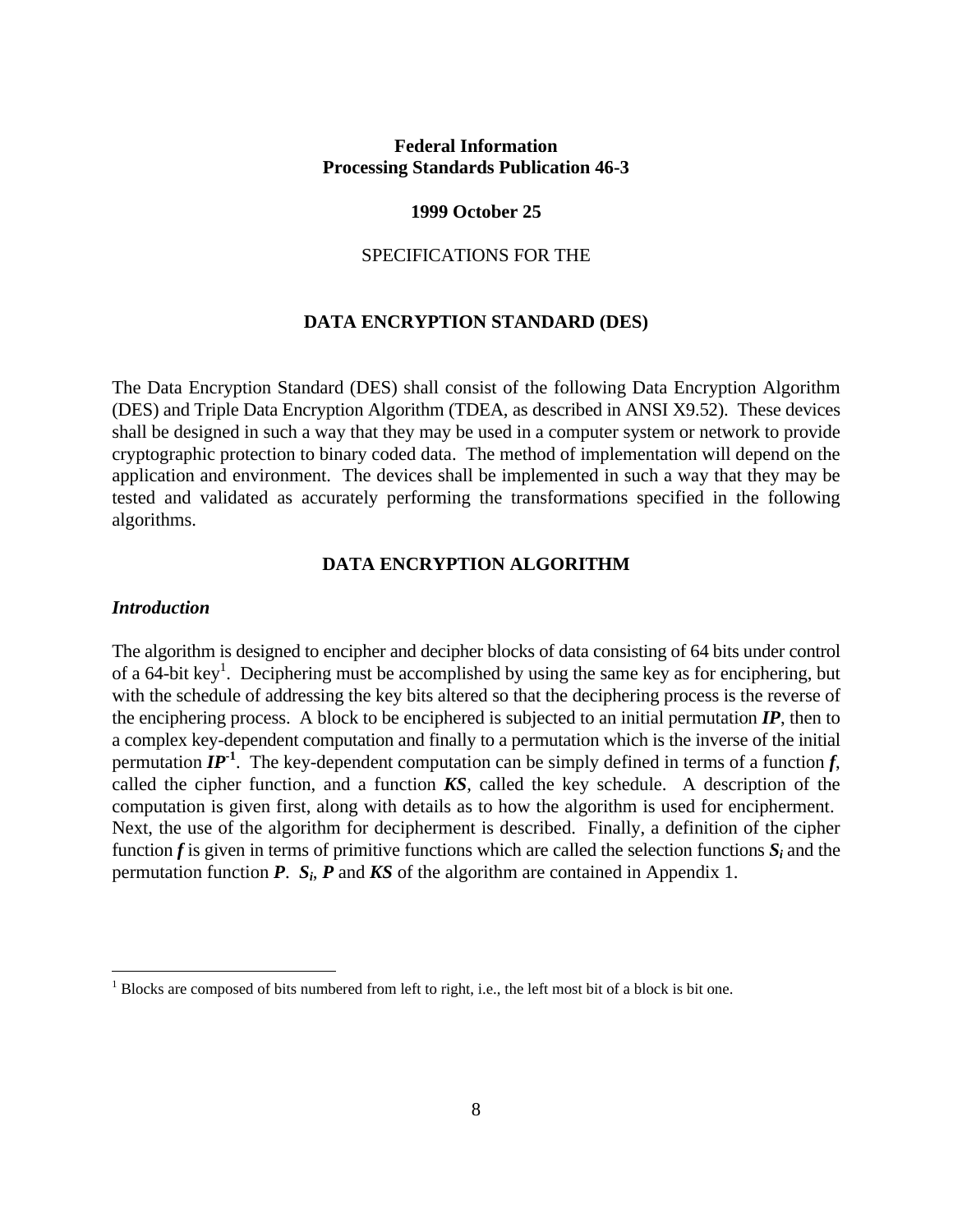**Federal Information**
**Processing Standards Publication 46-3**

**1999 October 25**

SPECIFICATIONS FOR THE

## DATA ENCRYPTION STANDARD (DES)

The Data Encryption Standard (DES) shall consist of the following Data Encryption Algorithm (DES) and Triple Data Encryption Algorithm (TDEA, as described in ANSI X9.52). These devices shall be designed in such a way that they may be used in a computer system or network to provide cryptographic protection to binary coded data. The method of implementation will depend on the application and environment. The devices shall be implemented in such a way that they may be tested and validated as accurately performing the transformations specified in the following algorithms.

## DATA ENCRYPTION ALGORITHM

### *Introduction*

The algorithm is designed to encipher and decipher blocks of data consisting of 64 bits under control of a 64-bit key[1]. Deciphering must be accomplished by using the same key as for enciphering, but with the schedule of addressing the key bits altered so that the deciphering process is the reverse of the enciphering process. A block to be enciphered is subjected to an initial permutation ***IP***, then to a complex key-dependent computation and finally to a permutation which is the inverse of the initial permutation $\boldsymbol{IP^{-1}}$. The key-dependent computation can be simply defined in terms of a function ***f***, called the cipher function, and a function ***KS***, called the key schedule. A description of the computation is given first, along with details as to how the algorithm is used for encipherment. Next, the use of the algorithm for decipherment is described. Finally, a definition of the cipher function ***f*** is given in terms of primitive functions which are called the selection functions $\boldsymbol{S_i}$ and the permutation function ***P***. $\boldsymbol{S_i}$, ***P*** and ***KS*** of the algorithm are contained in Appendix 1.

---

[1] Blocks are composed of bits numbered from left to right, i.e., the left most bit of a block is bit one.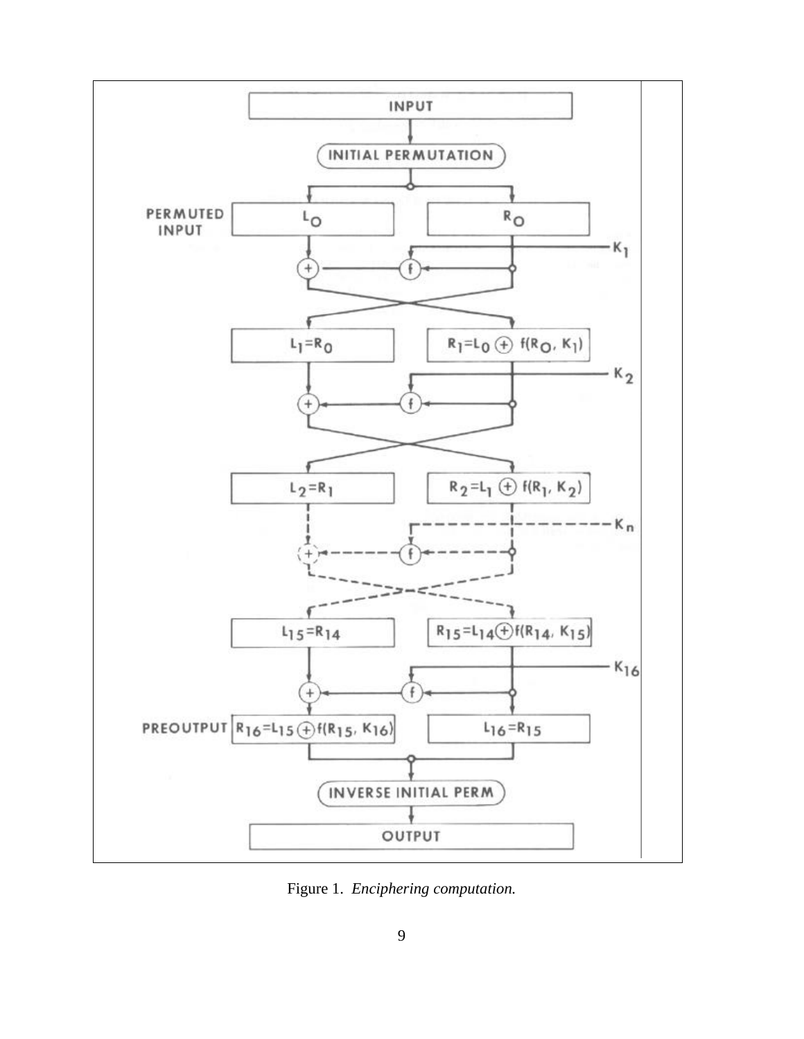Figure 1. *Enciphering computation.*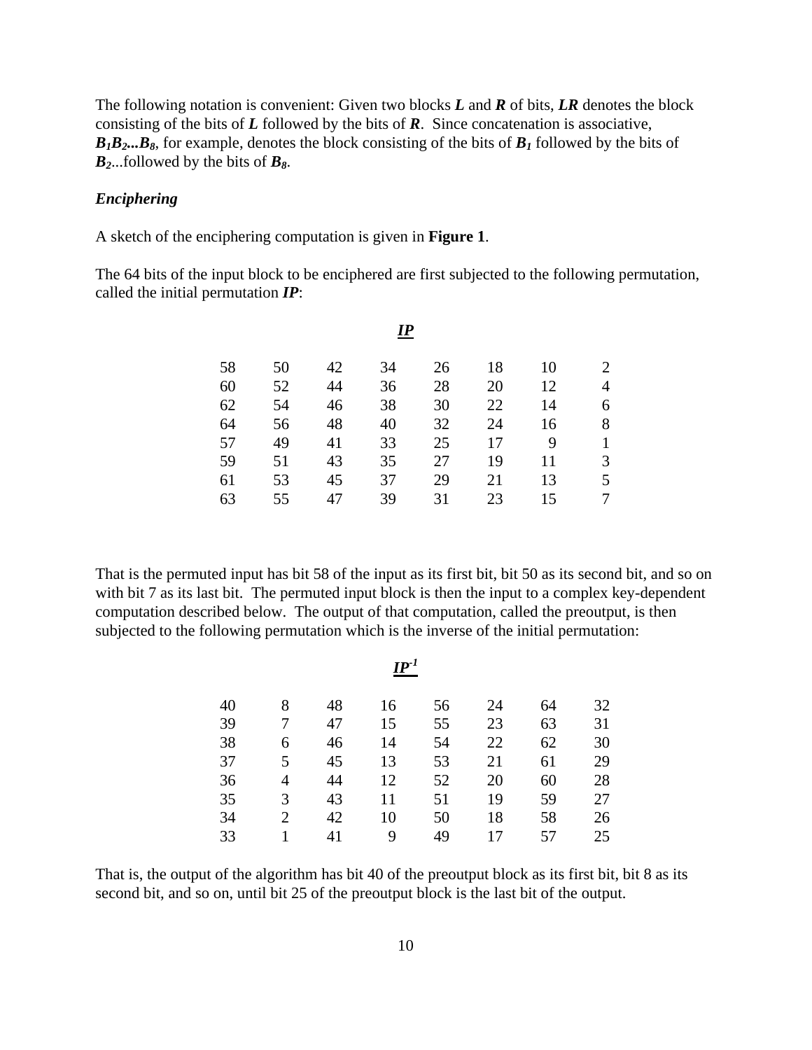The following notation is convenient: Given two blocks ***L*** and ***R*** of bits, ***LR*** denotes the block consisting of the bits of ***L*** followed by the bits of ***R***. Since concatenation is associative, $B_1B_2...B_8$, for example, denotes the block consisting of the bits of $B_1$ followed by the bits of $B_2$...followed by the bits of $B_8$.

***Enciphering***

A sketch of the enciphering computation is given in **Figure 1**.

The 64 bits of the input block to be enciphered are first subjected to the following permutation, called the initial permutation ***IP***:

***IP***

| | | | | | | | |
|---|---|---|---|---|---|---|---|
| 58 | 50 | 42 | 34 | 26 | 18 | 10 | 2 |
| 60 | 52 | 44 | 36 | 28 | 20 | 12 | 4 |
| 62 | 54 | 46 | 38 | 30 | 22 | 14 | 6 |
| 64 | 56 | 48 | 40 | 32 | 24 | 16 | 8 |
| 57 | 49 | 41 | 33 | 25 | 17 | 9 | 1 |
| 59 | 51 | 43 | 35 | 27 | 19 | 11 | 3 |
| 61 | 53 | 45 | 37 | 29 | 21 | 13 | 5 |
| 63 | 55 | 47 | 39 | 31 | 23 | 15 | 7 |

That is the permuted input has bit 58 of the input as its first bit, bit 50 as its second bit, and so on with bit 7 as its last bit. The permuted input block is then the input to a complex key-dependent computation described below. The output of that computation, called the preoutput, is then subjected to the following permutation which is the inverse of the initial permutation:

$IP^{-1}$

| | | | | | | | |
|---|---|---|---|---|---|---|---|
| 40 | 8 | 48 | 16 | 56 | 24 | 64 | 32 |
| 39 | 7 | 47 | 15 | 55 | 23 | 63 | 31 |
| 38 | 6 | 46 | 14 | 54 | 22 | 62 | 30 |
| 37 | 5 | 45 | 13 | 53 | 21 | 61 | 29 |
| 36 | 4 | 44 | 12 | 52 | 20 | 60 | 28 |
| 35 | 3 | 43 | 11 | 51 | 19 | 59 | 27 |
| 34 | 2 | 42 | 10 | 50 | 18 | 58 | 26 |
| 33 | 1 | 41 | 9 | 49 | 17 | 57 | 25 |

That is, the output of the algorithm has bit 40 of the preoutput block as its first bit, bit 8 as its second bit, and so on, until bit 25 of the preoutput block is the last bit of the output.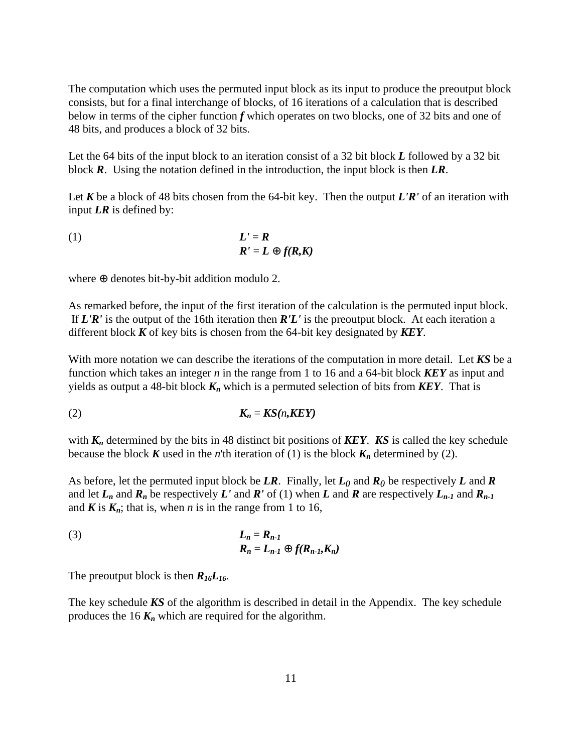The computation which uses the permuted input block as its input to produce the preoutput block consists, but for a final interchange of blocks, of 16 iterations of a calculation that is described below in terms of the cipher function $f$ which operates on two blocks, one of 32 bits and one of 48 bits, and produces a block of 32 bits.

Let the 64 bits of the input block to an iteration consist of a 32 bit block $L$ followed by a 32 bit block $R$. Using the notation defined in the introduction, the input block is then $LR$.

Let $K$ be a block of 48 bits chosen from the 64-bit key. Then the output $L'R'$ of an iteration with input $LR$ is defined by:

$$
\begin{aligned}
L' &= R \\
R' &= L \oplus f(R,K)
\end{aligned}
\tag{1}
$$

where $\oplus$ denotes bit-by-bit addition modulo 2.

As remarked before, the input of the first iteration of the calculation is the permuted input block. If $L'R'$ is the output of the 16th iteration then $R'L'$ is the preoutput block. At each iteration a different block $K$ of key bits is chosen from the 64-bit key designated by $KEY$.

With more notation we can describe the iterations of the computation in more detail. Let $KS$ be a function which takes an integer $n$ in the range from 1 to 16 and a 64-bit block $KEY$ as input and yields as output a 48-bit block $K_n$ which is a permuted selection of bits from $KEY$. That is

$$
K_n = KS(n,KEY) \tag{2}
$$

with $K_n$ determined by the bits in 48 distinct bit positions of $KEY$. $KS$ is called the key schedule because the block $K$ used in the $n$'th iteration of (1) is the block $K_n$ determined by (2).

As before, let the permuted input block be $LR$. Finally, let $L_0$ and $R_0$ be respectively $L$ and $R$ and let $L_n$ and $R_n$ be respectively $L'$ and $R'$ of (1) when $L$ and $R$ are respectively $L_{n-1}$ and $R_{n-1}$ and $K$ is $K_n$; that is, when $n$ is in the range from 1 to 16,

$$
\begin{aligned}
L_n &= R_{n-1} \\
R_n &= L_{n-1} \oplus f(R_{n-1},K_n)
\end{aligned}
\tag{3}
$$

The preoutput block is then $R_{16}L_{16}$.

The key schedule $KS$ of the algorithm is described in detail in the Appendix. The key schedule produces the 16 $K_n$ which are required for the algorithm.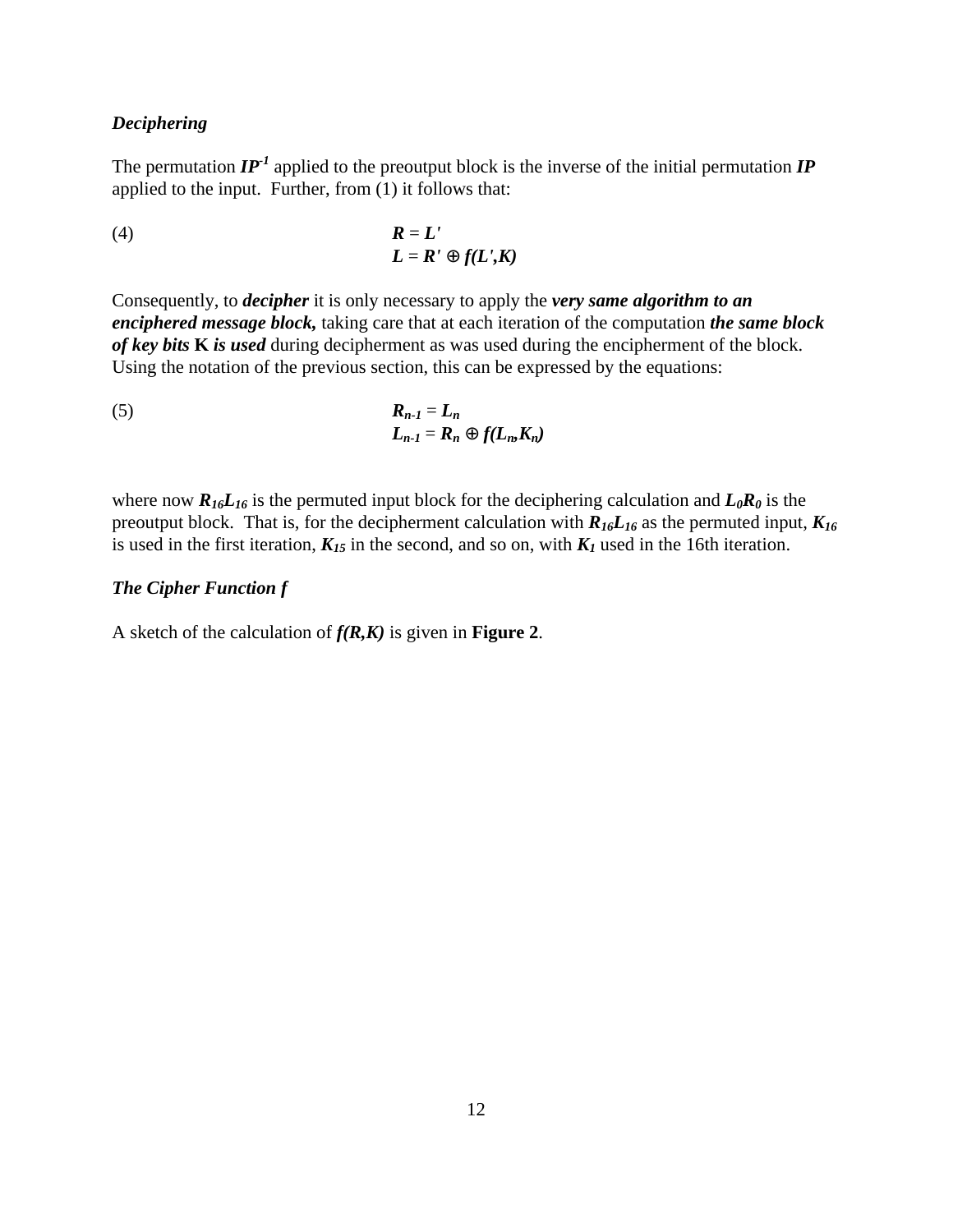### *Deciphering*

The permutation $\boldsymbol{IP^{-1}}$ applied to the preoutput block is the inverse of the initial permutation ***IP*** applied to the input. Further, from (1) it follows that:

(4)

$$R = L'$$
$$L = R' \oplus f(L',K)$$

Consequently, to ***decipher*** it is only necessary to apply the ***very same algorithm to an enciphered message block,*** taking care that at each iteration of the computation ***the same block of key bits* K *is used*** during decipherment as was used during the encipherment of the block. Using the notation of the previous section, this can be expressed by the equations:

(5)

$$R_{n-1} = L_n$$
$$L_{n-1} = R_n \oplus f(L_n,K_n)$$

where now $R_{16}L_{16}$ is the permuted input block for the deciphering calculation and $L_0R_0$ is the preoutput block. That is, for the decipherment calculation with $R_{16}L_{16}$ as the permuted input, $K_{16}$ is used in the first iteration, $K_{15}$ in the second, and so on, with $K_1$ used in the 16th iteration.

### *The Cipher Function f*

A sketch of the calculation of $f(R,K)$ is given in **Figure 2**.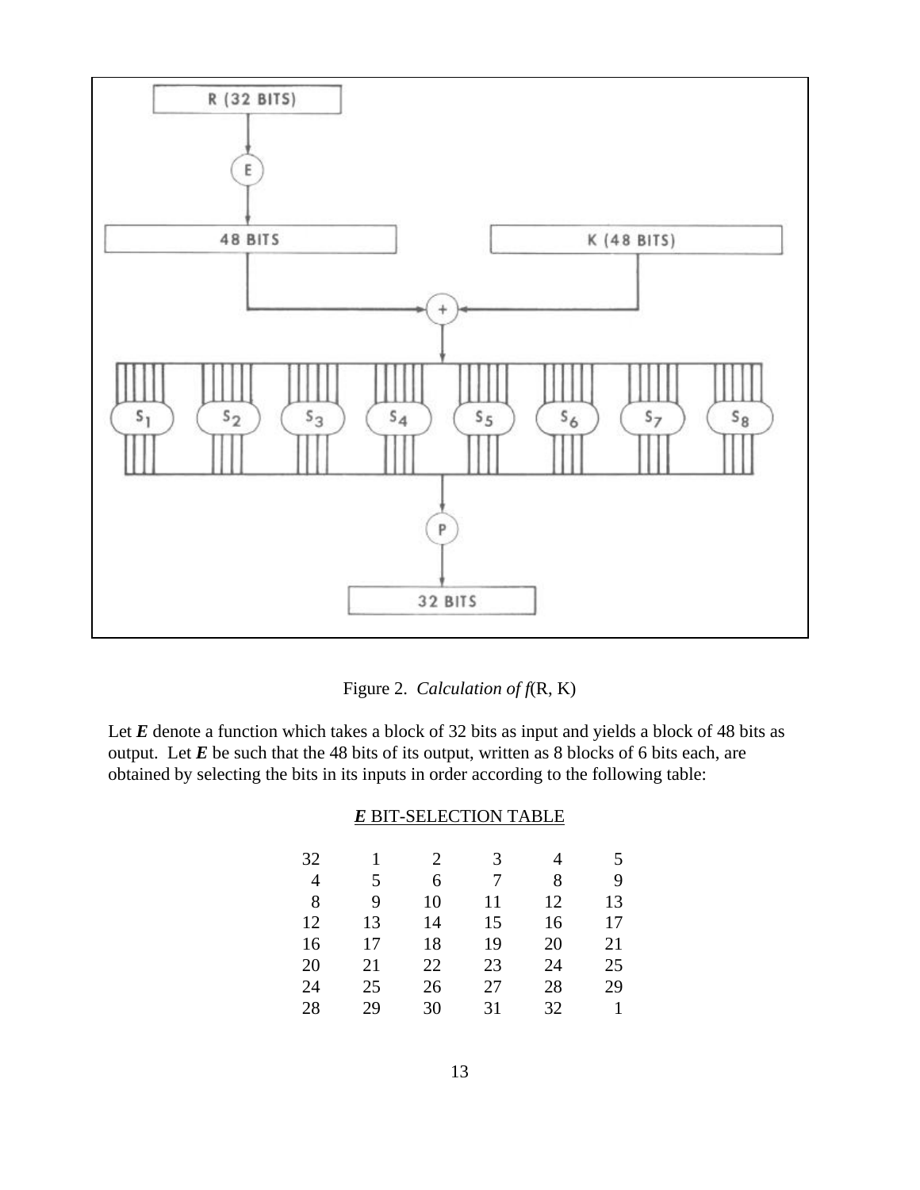Figure 2. *Calculation of f*(R, K)

Let ***E*** denote a function which takes a block of 32 bits as input and yields a block of 48 bits as output. Let ***E*** be such that the 48 bits of its output, written as 8 blocks of 6 bits each, are obtained by selecting the bits in its inputs in order according to the following table:

<u>***E*** BIT-SELECTION TABLE</u>

| | | | | | |
|---|---|---|---|---|---|
| 32 | 1 | 2 | 3 | 4 | 5 |
| 4 | 5 | 6 | 7 | 8 | 9 |
| 8 | 9 | 10 | 11 | 12 | 13 |
| 12 | 13 | 14 | 15 | 16 | 17 |
| 16 | 17 | 18 | 19 | 20 | 21 |
| 20 | 21 | 22 | 23 | 24 | 25 |
| 24 | 25 | 26 | 27 | 28 | 29 |
| 28 | 29 | 30 | 31 | 32 | 1 |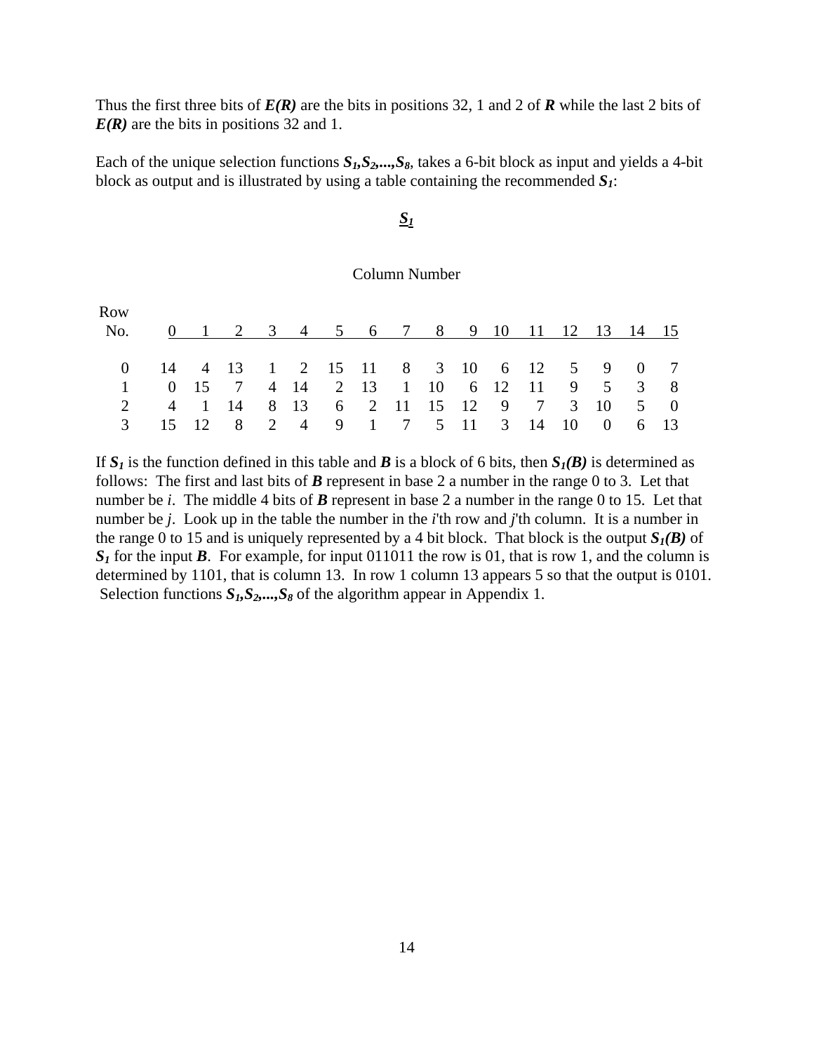Thus the first three bits of ***E(R)*** are the bits in positions 32, 1 and 2 of ***R*** while the last 2 bits of ***E(R)*** are the bits in positions 32 and 1.

Each of the unique selection functions $S_1, S_2, ..., S_8$, takes a 6-bit block as input and yields a 4-bit block as output and is illustrated by using a table containing the recommended $S_1$:

## $S_1$

Column Number

| Row No. | 0 | 1 | 2 | 3 | 4 | 5 | 6 | 7 | 8 | 9 | 10 | 11 | 12 | 13 | 14 | 15 |
|---|---|---|---|---|---|---|---|---|---|---|---|---|---|---|---|---|
| 0 | 14 | 4 | 13 | 1 | 2 | 15 | 11 | 8 | 3 | 10 | 6 | 12 | 5 | 9 | 0 | 7 |
| 1 | 0 | 15 | 7 | 4 | 14 | 2 | 13 | 1 | 10 | 6 | 12 | 11 | 9 | 5 | 3 | 8 |
| 2 | 4 | 1 | 14 | 8 | 13 | 6 | 2 | 11 | 15 | 12 | 9 | 7 | 3 | 10 | 5 | 0 |
| 3 | 15 | 12 | 8 | 2 | 4 | 9 | 1 | 7 | 5 | 11 | 3 | 14 | 10 | 0 | 6 | 13 |

If $S_1$ is the function defined in this table and ***B*** is a block of 6 bits, then $S_1(B)$ is determined as follows: The first and last bits of ***B*** represent in base 2 a number in the range 0 to 3. Let that number be *i*. The middle 4 bits of ***B*** represent in base 2 a number in the range 0 to 15. Let that number be *j*. Look up in the table the number in the *i*'th row and *j*'th column. It is a number in the range 0 to 15 and is uniquely represented by a 4 bit block. That block is the output $S_1(B)$ of $S_1$ for the input ***B***. For example, for input 011011 the row is 01, that is row 1, and the column is determined by 1101, that is column 13. In row 1 column 13 appears 5 so that the output is 0101. Selection functions $S_1, S_2, ..., S_8$ of the algorithm appear in Appendix 1.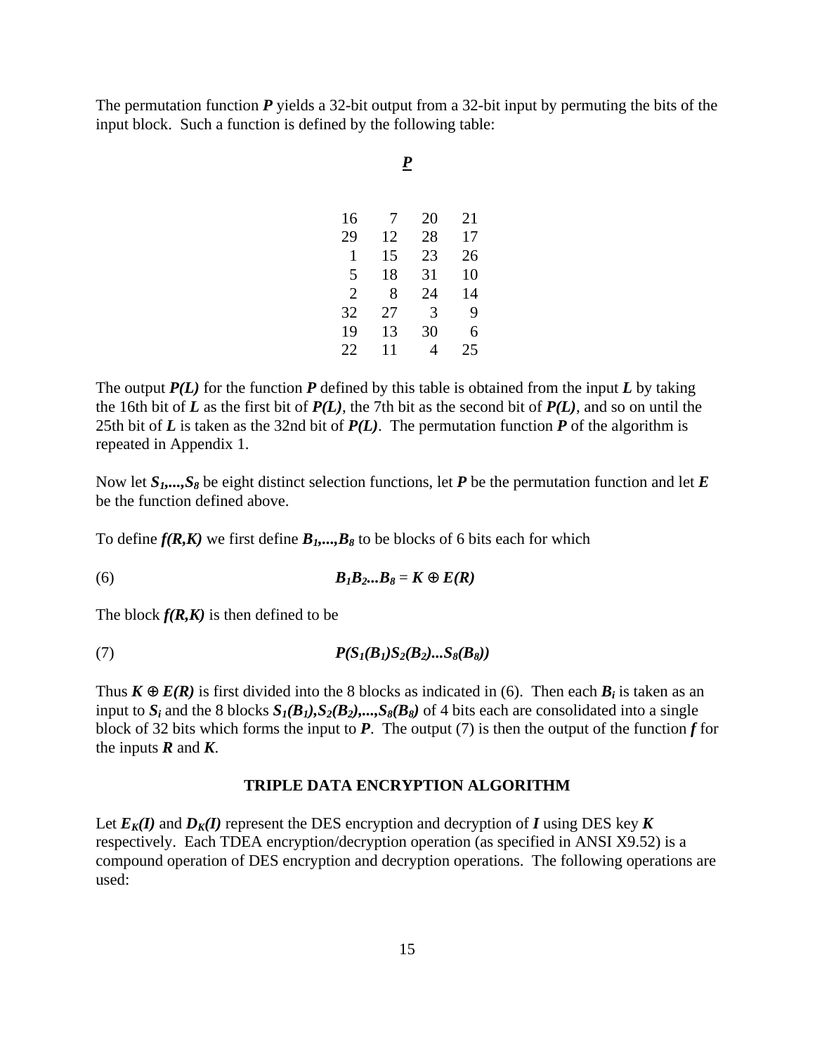The permutation function $P$ yields a 32-bit output from a 32-bit input by permuting the bits of the input block. Such a function is defined by the following table:

***P***

| | | | |
|---|---|---|---|
| 16 | 7 | 20 | 21 |
| 29 | 12 | 28 | 17 |
| 1 | 15 | 23 | 26 |
| 5 | 18 | 31 | 10 |
| 2 | 8 | 24 | 14 |
| 32 | 27 | 3 | 9 |
| 19 | 13 | 30 | 6 |
| 22 | 11 | 4 | 25 |

The output $P(L)$ for the function $P$ defined by this table is obtained from the input $L$ by taking the 16th bit of $L$ as the first bit of $P(L)$, the 7th bit as the second bit of $P(L)$, and so on until the 25th bit of $L$ is taken as the 32nd bit of $P(L)$. The permutation function $P$ of the algorithm is repeated in Appendix 1.

Now let $S_1,...,S_8$ be eight distinct selection functions, let $P$ be the permutation function and let $E$ be the function defined above.

To define $f(R,K)$ we first define $B_1,...,B_8$ to be blocks of 6 bits each for which

$$B_1B_2...B_8 = K \oplus E(R) \tag{6}$$

The block $f(R,K)$ is then defined to be

$$P(S_1(B_1)S_2(B_2)...S_8(B_8)) \tag{7}$$

Thus $K \oplus E(R)$ is first divided into the 8 blocks as indicated in (6). Then each $B_i$ is taken as an input to $S_i$ and the 8 blocks $S_1(B_1),S_2(B_2),...,S_8(B_8)$ of 4 bits each are consolidated into a single block of 32 bits which forms the input to $P$. The output (7) is then the output of the function $f$ for the inputs $R$ and $K$.

## TRIPLE DATA ENCRYPTION ALGORITHM

Let $E_K(I)$ and $D_K(I)$ represent the DES encryption and decryption of $I$ using DES key $K$ respectively. Each TDEA encryption/decryption operation (as specified in ANSI X9.52) is a compound operation of DES encryption and decryption operations. The following operations are used: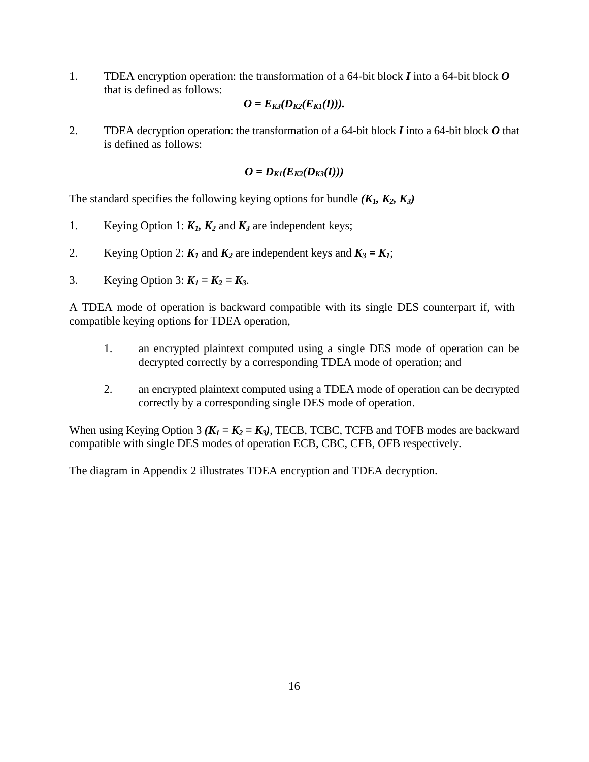1. TDEA encryption operation: the transformation of a 64-bit block ***I*** into a 64-bit block ***O*** that is defined as follows:

$$O = E_{K3}(D_{K2}(E_{K1}(I))).$$

2. TDEA decryption operation: the transformation of a 64-bit block ***I*** into a 64-bit block ***O*** that is defined as follows:

$$O = D_{K1}(E_{K2}(D_{K3}(I)))$$

The standard specifies the following keying options for bundle $(K_1, K_2, K_3)$

1. Keying Option 1: $K_1$, $K_2$ and $K_3$ are independent keys;

2. Keying Option 2: $K_1$ and $K_2$ are independent keys and $K_3 = K_1$;

3. Keying Option 3: $K_1 = K_2 = K_3$.

A TDEA mode of operation is backward compatible with its single DES counterpart if, with compatible keying options for TDEA operation,

1. an encrypted plaintext computed using a single DES mode of operation can be decrypted correctly by a corresponding TDEA mode of operation; and

2. an encrypted plaintext computed using a TDEA mode of operation can be decrypted correctly by a corresponding single DES mode of operation.

When using Keying Option 3 $(K_1 = K_2 = K_3)$, TECB, TCBC, TCFB and TOFB modes are backward compatible with single DES modes of operation ECB, CBC, CFB, OFB respectively.

The diagram in Appendix 2 illustrates TDEA encryption and TDEA decryption.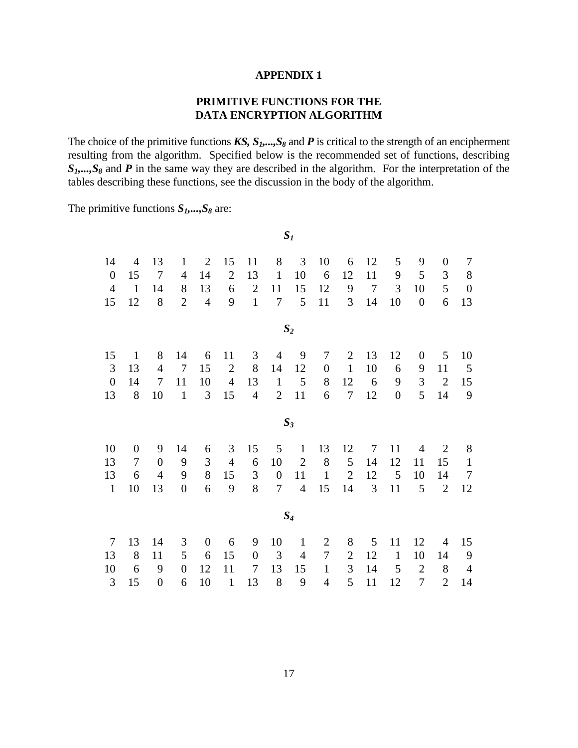# APPENDIX 1

## PRIMITIVE FUNCTIONS FOR THE DATA ENCRYPTION ALGORITHM

The choice of the primitive functions ***KS, S₁,...,S₈*** and ***P*** is critical to the strength of an encipherment resulting from the algorithm. Specified below is the recommended set of functions, describing ***S₁,...,S₈*** and ***P*** in the same way they are described in the algorithm. For the interpretation of the tables describing these functions, see the discussion in the body of the algorithm.

The primitive functions ***S₁,...,S₈*** are:

***S₁***

| | | | | | | | | | | | | | | | |
|---|---|---|---|---|---|---|---|---|---|---|---|---|---|---|---|
| 14 | 4 | 13 | 1 | 2 | 15 | 11 | 8 | 3 | 10 | 6 | 12 | 5 | 9 | 0 | 7 |
| 0 | 15 | 7 | 4 | 14 | 2 | 13 | 1 | 10 | 6 | 12 | 11 | 9 | 5 | 3 | 8 |
| 4 | 1 | 14 | 8 | 13 | 6 | 2 | 11 | 15 | 12 | 9 | 7 | 3 | 10 | 5 | 0 |
| 15 | 12 | 8 | 2 | 4 | 9 | 1 | 7 | 5 | 11 | 3 | 14 | 10 | 0 | 6 | 13 |

***S₂***

| | | | | | | | | | | | | | | | |
|---|---|---|---|---|---|---|---|---|---|---|---|---|---|---|---|
| 15 | 1 | 8 | 14 | 6 | 11 | 3 | 4 | 9 | 7 | 2 | 13 | 12 | 0 | 5 | 10 |
| 3 | 13 | 4 | 7 | 15 | 2 | 8 | 14 | 12 | 0 | 1 | 10 | 6 | 9 | 11 | 5 |
| 0 | 14 | 7 | 11 | 10 | 4 | 13 | 1 | 5 | 8 | 12 | 6 | 9 | 3 | 2 | 15 |
| 13 | 8 | 10 | 1 | 3 | 15 | 4 | 2 | 11 | 6 | 7 | 12 | 0 | 5 | 14 | 9 |

***S₃***

| | | | | | | | | | | | | | | | |
|---|---|---|---|---|---|---|---|---|---|---|---|---|---|---|---|
| 10 | 0 | 9 | 14 | 6 | 3 | 15 | 5 | 1 | 13 | 12 | 7 | 11 | 4 | 2 | 8 |
| 13 | 7 | 0 | 9 | 3 | 4 | 6 | 10 | 2 | 8 | 5 | 14 | 12 | 11 | 15 | 1 |
| 13 | 6 | 4 | 9 | 8 | 15 | 3 | 0 | 11 | 1 | 2 | 12 | 5 | 10 | 14 | 7 |
| 1 | 10 | 13 | 0 | 6 | 9 | 8 | 7 | 4 | 15 | 14 | 3 | 11 | 5 | 2 | 12 |

***S₄***

| | | | | | | | | | | | | | | | |
|---|---|---|---|---|---|---|---|---|---|---|---|---|---|---|---|
| 7 | 13 | 14 | 3 | 0 | 6 | 9 | 10 | 1 | 2 | 8 | 5 | 11 | 12 | 4 | 15 |
| 13 | 8 | 11 | 5 | 6 | 15 | 0 | 3 | 4 | 7 | 2 | 12 | 1 | 10 | 14 | 9 |
| 10 | 6 | 9 | 0 | 12 | 11 | 7 | 13 | 15 | 1 | 3 | 14 | 5 | 2 | 8 | 4 |
| 3 | 15 | 0 | 6 | 10 | 1 | 13 | 8 | 9 | 4 | 5 | 11 | 12 | 7 | 2 | 14 |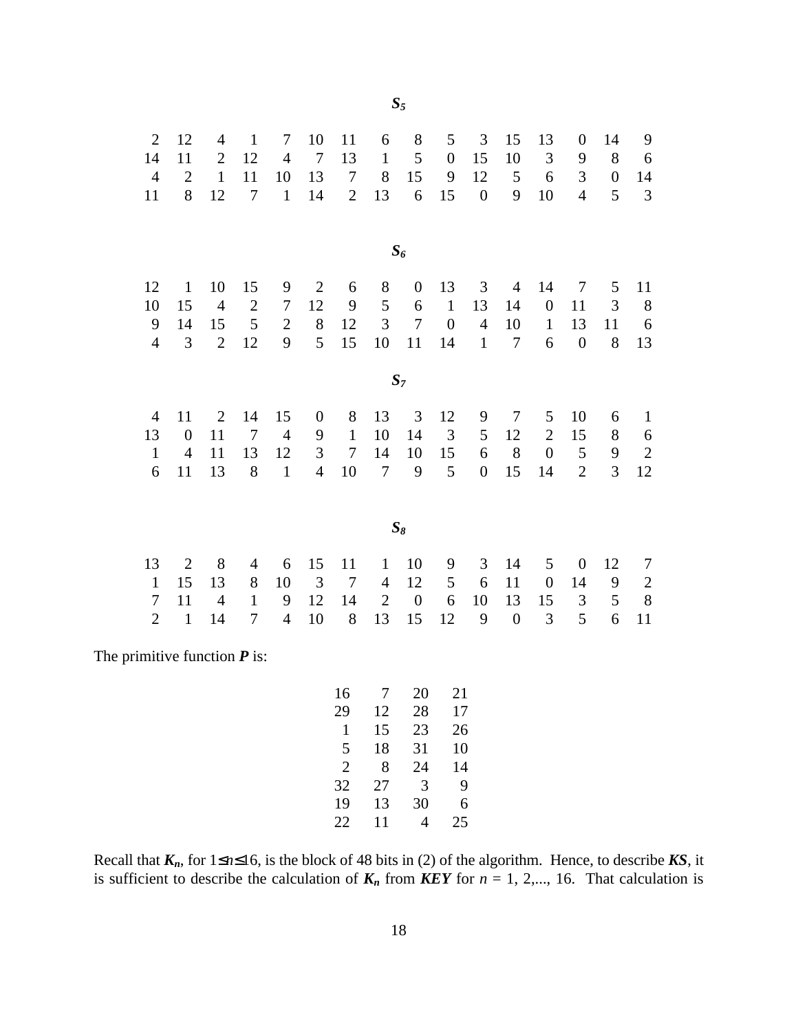**$S_5$**

| | | | | | | | | | | | | | | | |
|---|---|---|---|---|---|---|---|---|---|---|---|---|---|---|---|
| 2 | 12 | 4 | 1 | 7 | 10 | 11 | 6 | 8 | 5 | 3 | 15 | 13 | 0 | 14 | 9 |
| 14 | 11 | 2 | 12 | 4 | 7 | 13 | 1 | 5 | 0 | 15 | 10 | 3 | 9 | 8 | 6 |
| 4 | 2 | 1 | 11 | 10 | 13 | 7 | 8 | 15 | 9 | 12 | 5 | 6 | 3 | 0 | 14 |
| 11 | 8 | 12 | 7 | 1 | 14 | 2 | 13 | 6 | 15 | 0 | 9 | 10 | 4 | 5 | 3 |

**$S_6$**

| | | | | | | | | | | | | | | | |
|---|---|---|---|---|---|---|---|---|---|---|---|---|---|---|---|
| 12 | 1 | 10 | 15 | 9 | 2 | 6 | 8 | 0 | 13 | 3 | 4 | 14 | 7 | 5 | 11 |
| 10 | 15 | 4 | 2 | 7 | 12 | 9 | 5 | 6 | 1 | 13 | 14 | 0 | 11 | 3 | 8 |
| 9 | 14 | 15 | 5 | 2 | 8 | 12 | 3 | 7 | 0 | 4 | 10 | 1 | 13 | 11 | 6 |
| 4 | 3 | 2 | 12 | 9 | 5 | 15 | 10 | 11 | 14 | 1 | 7 | 6 | 0 | 8 | 13 |

**$S_7$**

| | | | | | | | | | | | | | | | |
|---|---|---|---|---|---|---|---|---|---|---|---|---|---|---|---|
| 4 | 11 | 2 | 14 | 15 | 0 | 8 | 13 | 3 | 12 | 9 | 7 | 5 | 10 | 6 | 1 |
| 13 | 0 | 11 | 7 | 4 | 9 | 1 | 10 | 14 | 3 | 5 | 12 | 2 | 15 | 8 | 6 |
| 1 | 4 | 11 | 13 | 12 | 3 | 7 | 14 | 10 | 15 | 6 | 8 | 0 | 5 | 9 | 2 |
| 6 | 11 | 13 | 8 | 1 | 4 | 10 | 7 | 9 | 5 | 0 | 15 | 14 | 2 | 3 | 12 |

**$S_8$**

| | | | | | | | | | | | | | | | |
|---|---|---|---|---|---|---|---|---|---|---|---|---|---|---|---|
| 13 | 2 | 8 | 4 | 6 | 15 | 11 | 1 | 10 | 9 | 3 | 14 | 5 | 0 | 12 | 7 |
| 1 | 15 | 13 | 8 | 10 | 3 | 7 | 4 | 12 | 5 | 6 | 11 | 0 | 14 | 9 | 2 |
| 7 | 11 | 4 | 1 | 9 | 12 | 14 | 2 | 0 | 6 | 10 | 13 | 15 | 3 | 5 | 8 |
| 2 | 1 | 14 | 7 | 4 | 10 | 8 | 13 | 15 | 12 | 9 | 0 | 3 | 5 | 6 | 11 |

The primitive function ***P*** is:

| | | | |
|---|---|---|---|
| 16 | 7 | 20 | 21 |
| 29 | 12 | 28 | 17 |
| 1 | 15 | 23 | 26 |
| 5 | 18 | 31 | 10 |
| 2 | 8 | 24 | 14 |
| 32 | 27 | 3 | 9 |
| 19 | 13 | 30 | 6 |
| 22 | 11 | 4 | 25 |

Recall that $K_n$, for $1 \leq n \leq 16$, is the block of 48 bits in (2) of the algorithm. Hence, to describe ***KS***, it is sufficient to describe the calculation of $K_n$ from ***KEY*** for $n$ = 1, 2,..., 16. That calculation is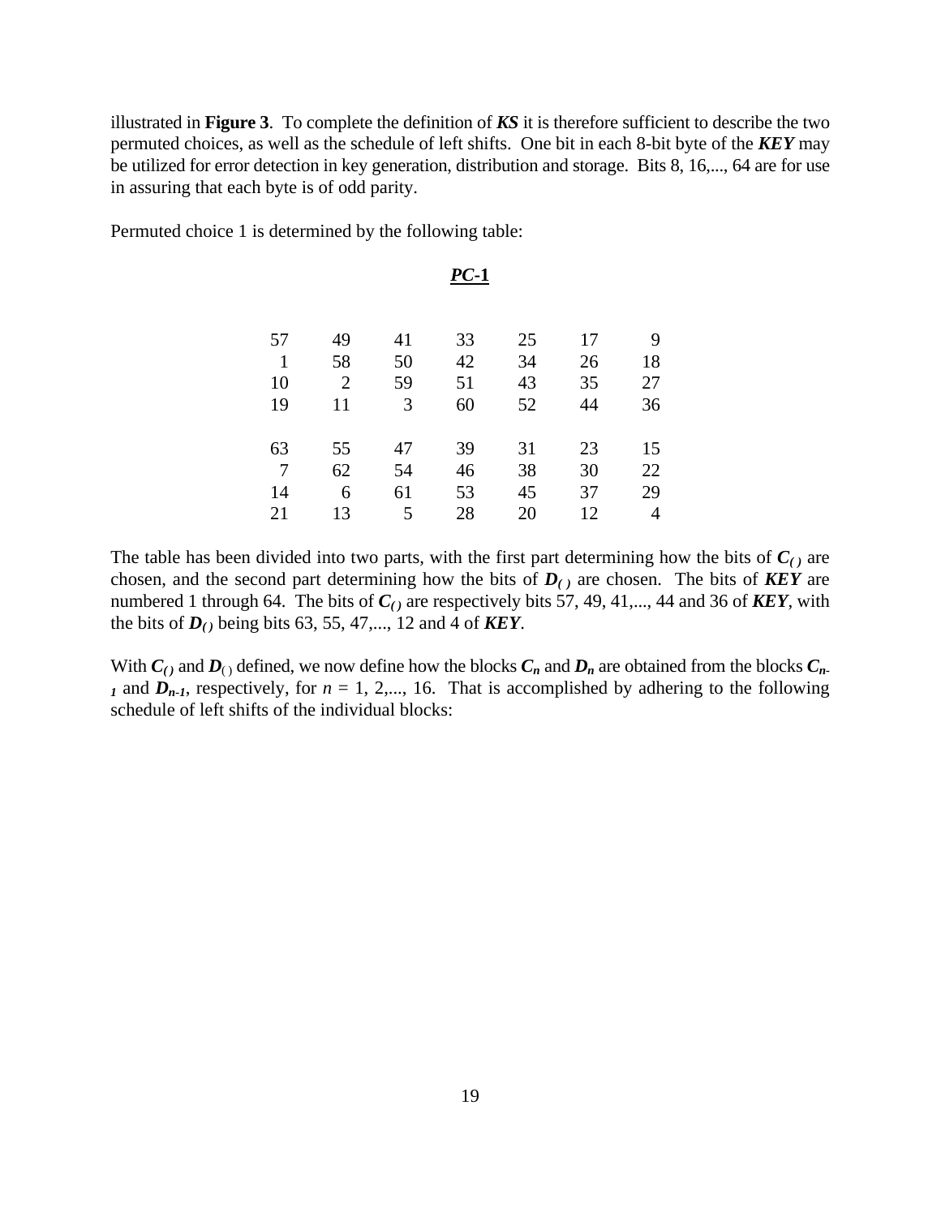illustrated in **Figure 3**. To complete the definition of ***KS*** it is therefore sufficient to describe the two permuted choices, as well as the schedule of left shifts. One bit in each 8-bit byte of the ***KEY*** may be utilized for error detection in key generation, distribution and storage. Bits 8, 16,..., 64 are for use in assuring that each byte is of odd parity.

Permuted choice 1 is determined by the following table:

***PC*-1**

| | | | | | | |
|---|---|---|---|---|---|---|
| 57 | 49 | 41 | 33 | 25 | 17 | 9 |
| 1 | 58 | 50 | 42 | 34 | 26 | 18 |
| 10 | 2 | 59 | 51 | 43 | 35 | 27 |
| 19 | 11 | 3 | 60 | 52 | 44 | 36 |
| | | | | | | |
| 63 | 55 | 47 | 39 | 31 | 23 | 15 |
| 7 | 62 | 54 | 46 | 38 | 30 | 22 |
| 14 | 6 | 61 | 53 | 45 | 37 | 29 |
| 21 | 13 | 5 | 28 | 20 | 12 | 4 |

The table has been divided into two parts, with the first part determining how the bits of $C_{()}$ are chosen, and the second part determining how the bits of $D_{()}$ are chosen. The bits of ***KEY*** are numbered 1 through 64. The bits of $C_{()}$ are respectively bits 57, 49, 41,..., 44 and 36 of ***KEY***, with the bits of $D_{()}$ being bits 63, 55, 47,..., 12 and 4 of ***KEY***.

With $C_{()}$ and $D_{()}$ defined, we now define how the blocks $C_n$ and $D_n$ are obtained from the blocks $C_{n-1}$ and $D_{n-1}$, respectively, for $n$ = 1, 2,..., 16. That is accomplished by adhering to the following schedule of left shifts of the individual blocks: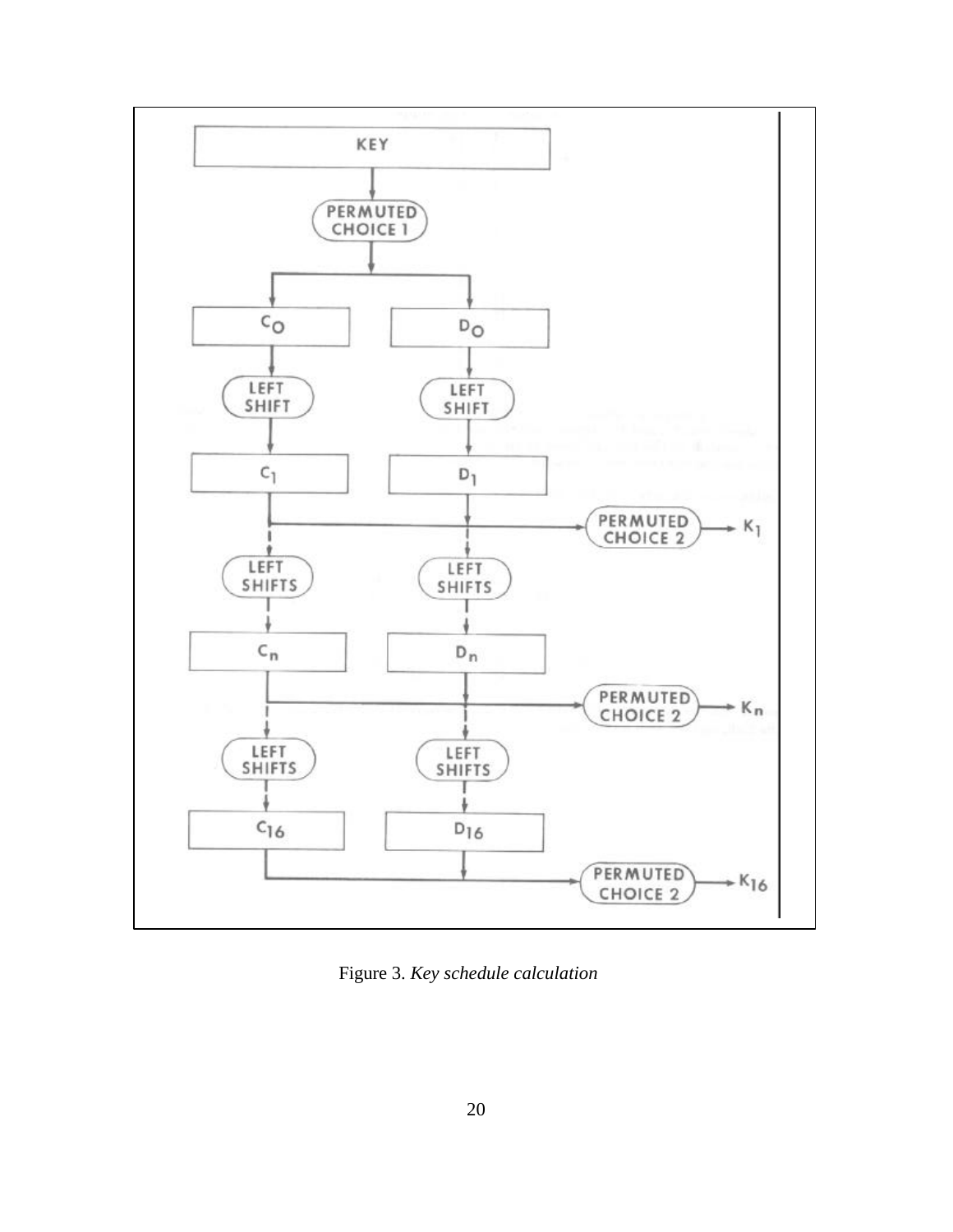Figure 3. *Key schedule calculation*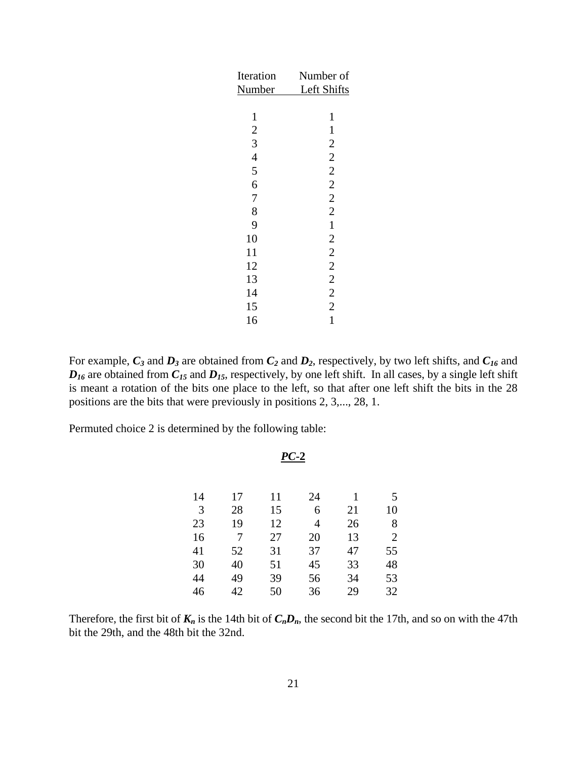| Iteration Number | Number of Left Shifts |
|---|---|
| 1 | 1 |
| 2 | 1 |
| 3 | 2 |
| 4 | 2 |
| 5 | 2 |
| 6 | 2 |
| 7 | 2 |
| 8 | 2 |
| 9 | 1 |
| 10 | 2 |
| 11 | 2 |
| 12 | 2 |
| 13 | 2 |
| 14 | 2 |
| 15 | 2 |
| 16 | 1 |

For example, $\boldsymbol{C_3}$ and $\boldsymbol{D_3}$ are obtained from $\boldsymbol{C_2}$ and $\boldsymbol{D_2}$, respectively, by two left shifts, and $\boldsymbol{C_{16}}$ and $\boldsymbol{D_{16}}$ are obtained from $\boldsymbol{C_{15}}$ and $\boldsymbol{D_{15}}$, respectively, by one left shift. In all cases, by a single left shift is meant a rotation of the bits one place to the left, so that after one left shift the bits in the 28 positions are the bits that were previously in positions 2, 3,..., 28, 1.

Permuted choice 2 is determined by the following table:

***PC*-2**

| | | | | | |
|---|---|---|---|---|---|
| 14 | 17 | 11 | 24 | 1 | 5 |
| 3 | 28 | 15 | 6 | 21 | 10 |
| 23 | 19 | 12 | 4 | 26 | 8 |
| 16 | 7 | 27 | 20 | 13 | 2 |
| 41 | 52 | 31 | 37 | 47 | 55 |
| 30 | 40 | 51 | 45 | 33 | 48 |
| 44 | 49 | 39 | 56 | 34 | 53 |
| 46 | 42 | 50 | 36 | 29 | 32 |

Therefore, the first bit of $\boldsymbol{K_n}$ is the 14th bit of $\boldsymbol{C_nD_n}$, the second bit the 17th, and so on with the 47th bit the 29th, and the 48th bit the 32nd.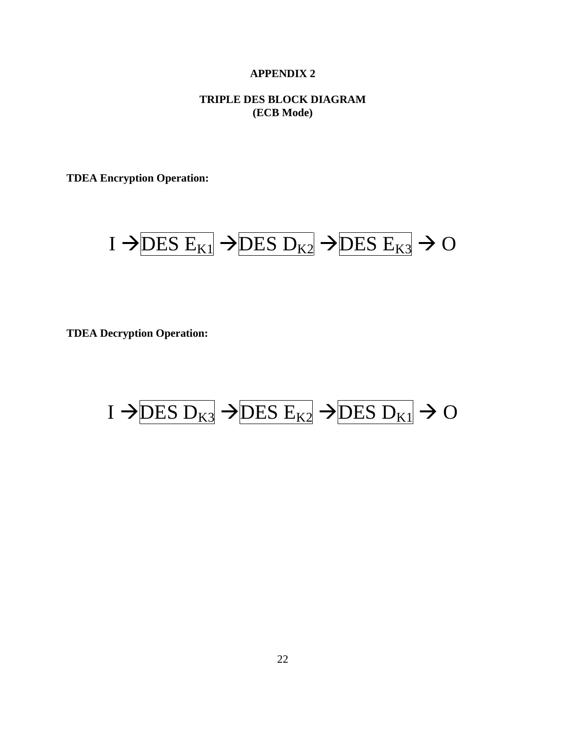## APPENDIX 2

### TRIPLE DES BLOCK DIAGRAM
### (ECB Mode)

**TDEA Encryption Operation:**

$$I \rightarrow \boxed{\text{DES } E_{K1}} \rightarrow \boxed{\text{DES } D_{K2}} \rightarrow \boxed{\text{DES } E_{K3}} \rightarrow O$$

**TDEA Decryption Operation:**

$$I \rightarrow \boxed{\text{DES } D_{K3}} \rightarrow \boxed{\text{DES } E_{K2}} \rightarrow \boxed{\text{DES } D_{K1}} \rightarrow O$$